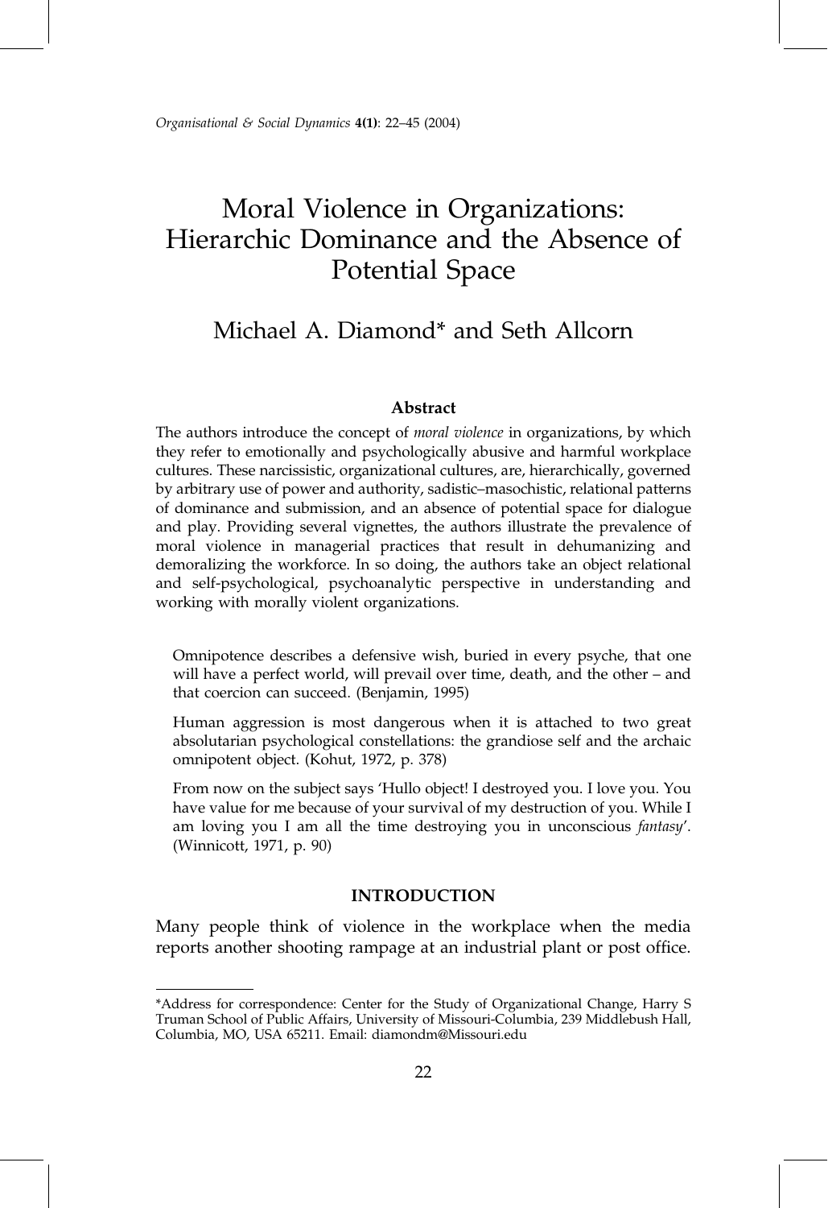# Moral Violence in Organizations: Hierarchic Dominance and the Absence of Potential Space

Michael A. Diamond* and Seth Allcorn

### Abstract

The authors introduce the concept of *moral violence* in organizations, by which they refer to emotionally and psychologically abusive and harmful workplace cultures. These narcissistic, organizational cultures, are, hierarchically, governed by arbitrary use of power and authority, sadistic–masochistic, relational patterns of dominance and submission, and an absence of potential space for dialogue and play. Providing several vignettes, the authors illustrate the prevalence of moral violence in managerial practices that result in dehumanizing and demoralizing the workforce. In so doing, the authors take an object relational and self-psychological, psychoanalytic perspective in understanding and working with morally violent organizations.

> Omnipotence describes a defensive wish, buried in every psyche, that one will have a perfect world, will prevail over time, death, and the other – and that coercion can succeed. (Benjamin, 1995)

> Human aggression is most dangerous when it is attached to two great absolutarian psychological constellations: the grandiose self and the archaic omnipotent object. (Kohut, 1972, p. 378)

> From now on the subject says 'Hullo object! I destroyed you. I love you. You have value for me because of your survival of my destruction of you. While I am loving you I am all the time destroying you in unconscious *fantasy*'. (Winnicott, 1971, p. 90)

## INTRODUCTION

Many people think of violence in the workplace when the media reports another shooting rampage at an industrial plant or post office.

---

*Address for correspondence: Center for the Study of Organizational Change, Harry S Truman School of Public Affairs, University of Missouri-Columbia, 239 Middlebush Hall, Columbia, MO, USA 65211. Email: diamondm@Missouri.edu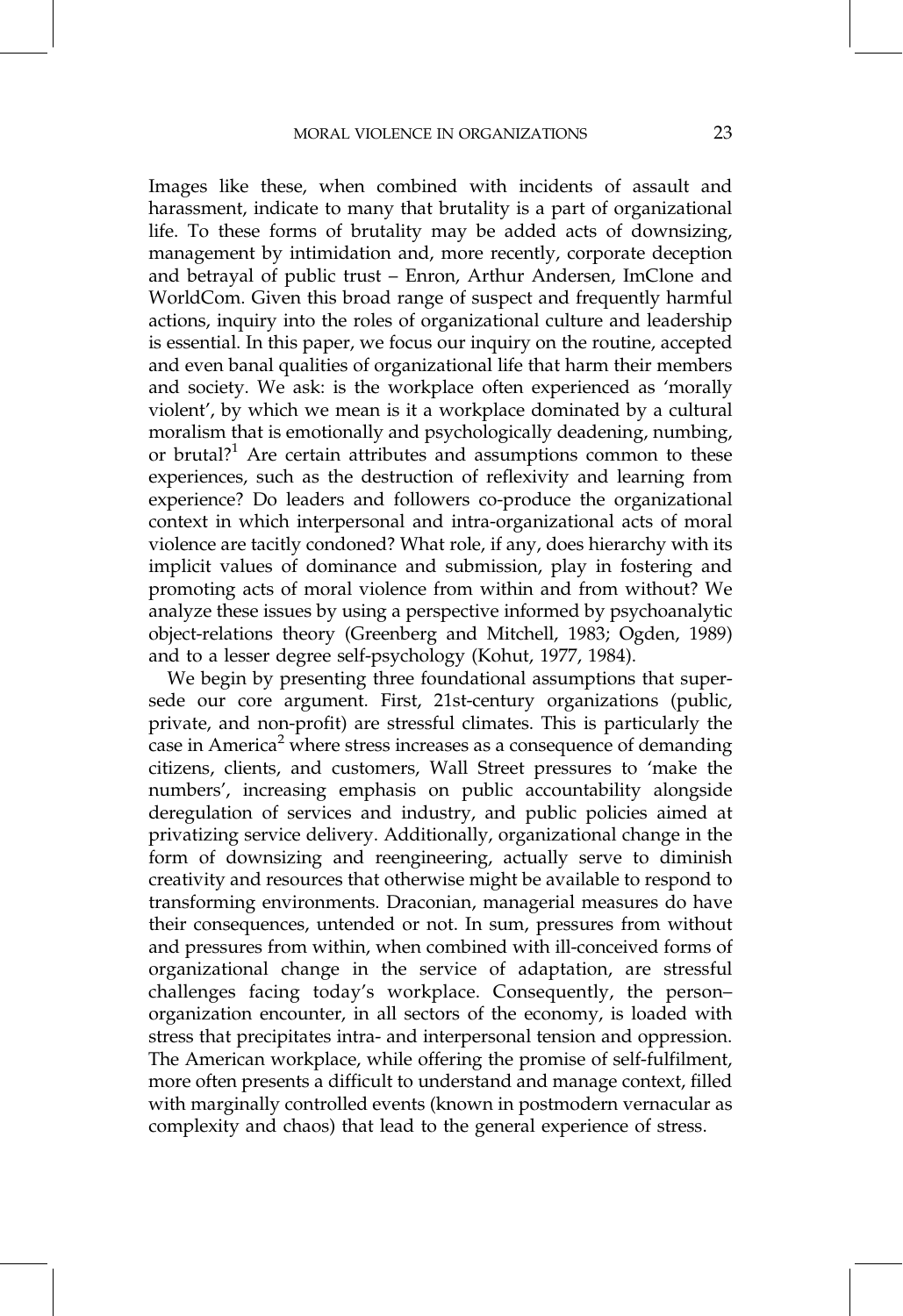Images like these, when combined with incidents of assault and harassment, indicate to many that brutality is a part of organizational life. To these forms of brutality may be added acts of downsizing, management by intimidation and, more recently, corporate deception and betrayal of public trust – Enron, Arthur Andersen, ImClone and WorldCom. Given this broad range of suspect and frequently harmful actions, inquiry into the roles of organizational culture and leadership is essential. In this paper, we focus our inquiry on the routine, accepted and even banal qualities of organizational life that harm their members and society. We ask: is the workplace often experienced as 'morally violent', by which we mean is it a workplace dominated by a cultural moralism that is emotionally and psychologically deadening, numbing, or brutal?[1] Are certain attributes and assumptions common to these experiences, such as the destruction of reflexivity and learning from experience? Do leaders and followers co-produce the organizational context in which interpersonal and intra-organizational acts of moral violence are tacitly condoned? What role, if any, does hierarchy with its implicit values of dominance and submission, play in fostering and promoting acts of moral violence from within and from without? We analyze these issues by using a perspective informed by psychoanalytic object-relations theory (Greenberg and Mitchell, 1983; Ogden, 1989) and to a lesser degree self-psychology (Kohut, 1977, 1984).

We begin by presenting three foundational assumptions that supersede our core argument. First, 21st-century organizations (public, private, and non-profit) are stressful climates. This is particularly the case in America[2] where stress increases as a consequence of demanding citizens, clients, and customers, Wall Street pressures to 'make the numbers', increasing emphasis on public accountability alongside deregulation of services and industry, and public policies aimed at privatizing service delivery. Additionally, organizational change in the form of downsizing and reengineering, actually serve to diminish creativity and resources that otherwise might be available to respond to transforming environments. Draconian, managerial measures do have their consequences, untended or not. In sum, pressures from without and pressures from within, when combined with ill-conceived forms of organizational change in the service of adaptation, are stressful challenges facing today's workplace. Consequently, the person–organization encounter, in all sectors of the economy, is loaded with stress that precipitates intra- and interpersonal tension and oppression. The American workplace, while offering the promise of self-fulfilment, more often presents a difficult to understand and manage context, filled with marginally controlled events (known in postmodern vernacular as complexity and chaos) that lead to the general experience of stress.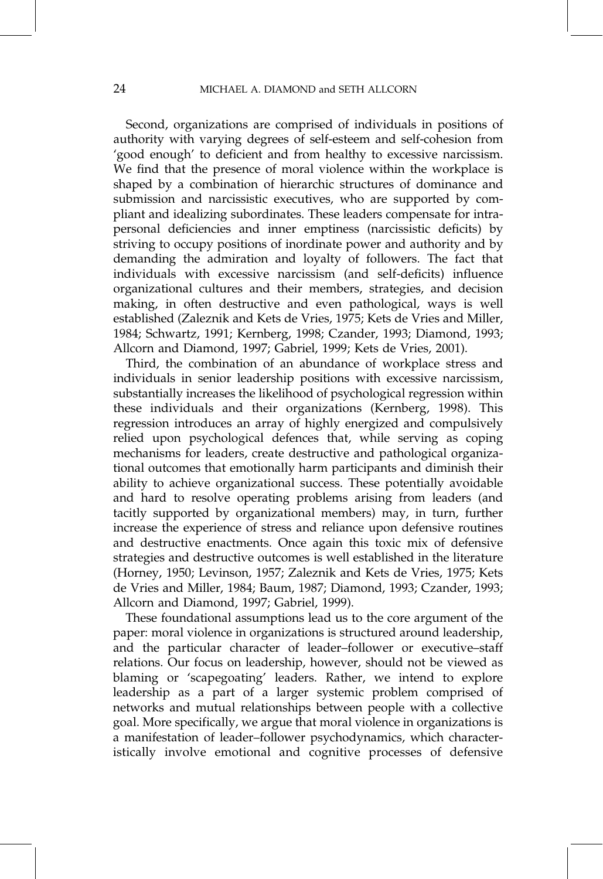Second, organizations are comprised of individuals in positions of authority with varying degrees of self-esteem and self-cohesion from 'good enough' to deficient and from healthy to excessive narcissism. We find that the presence of moral violence within the workplace is shaped by a combination of hierarchic structures of dominance and submission and narcissistic executives, who are supported by compliant and idealizing subordinates. These leaders compensate for intrapersonal deficiencies and inner emptiness (narcissistic deficits) by striving to occupy positions of inordinate power and authority and by demanding the admiration and loyalty of followers. The fact that individuals with excessive narcissism (and self-deficits) influence organizational cultures and their members, strategies, and decision making, in often destructive and even pathological, ways is well established (Zaleznik and Kets de Vries, 1975; Kets de Vries and Miller, 1984; Schwartz, 1991; Kernberg, 1998; Czander, 1993; Diamond, 1993; Allcorn and Diamond, 1997; Gabriel, 1999; Kets de Vries, 2001).

Third, the combination of an abundance of workplace stress and individuals in senior leadership positions with excessive narcissism, substantially increases the likelihood of psychological regression within these individuals and their organizations (Kernberg, 1998). This regression introduces an array of highly energized and compulsively relied upon psychological defences that, while serving as coping mechanisms for leaders, create destructive and pathological organizational outcomes that emotionally harm participants and diminish their ability to achieve organizational success. These potentially avoidable and hard to resolve operating problems arising from leaders (and tacitly supported by organizational members) may, in turn, further increase the experience of stress and reliance upon defensive routines and destructive enactments. Once again this toxic mix of defensive strategies and destructive outcomes is well established in the literature (Horney, 1950; Levinson, 1957; Zaleznik and Kets de Vries, 1975; Kets de Vries and Miller, 1984; Baum, 1987; Diamond, 1993; Czander, 1993; Allcorn and Diamond, 1997; Gabriel, 1999).

These foundational assumptions lead us to the core argument of the paper: moral violence in organizations is structured around leadership, and the particular character of leader–follower or executive–staff relations. Our focus on leadership, however, should not be viewed as blaming or 'scapegoating' leaders. Rather, we intend to explore leadership as a part of a larger systemic problem comprised of networks and mutual relationships between people with a collective goal. More specifically, we argue that moral violence in organizations is a manifestation of leader–follower psychodynamics, which characteristically involve emotional and cognitive processes of defensive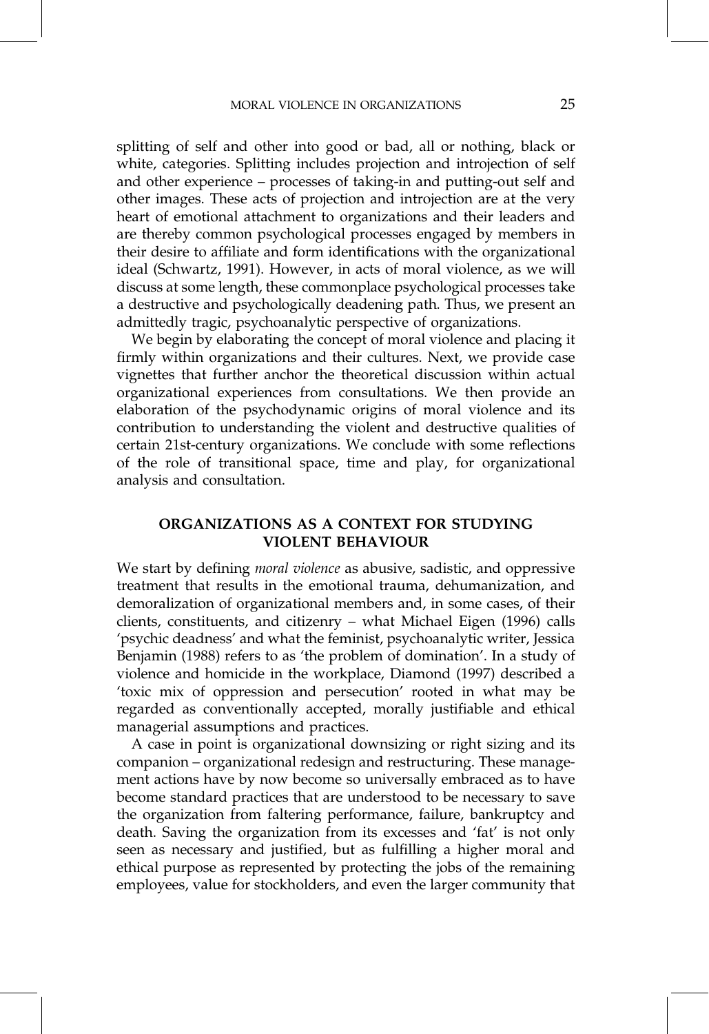splitting of self and other into good or bad, all or nothing, black or white, categories. Splitting includes projection and introjection of self and other experience – processes of taking-in and putting-out self and other images. These acts of projection and introjection are at the very heart of emotional attachment to organizations and their leaders and are thereby common psychological processes engaged by members in their desire to affiliate and form identifications with the organizational ideal (Schwartz, 1991). However, in acts of moral violence, as we will discuss at some length, these commonplace psychological processes take a destructive and psychologically deadening path. Thus, we present an admittedly tragic, psychoanalytic perspective of organizations.

We begin by elaborating the concept of moral violence and placing it firmly within organizations and their cultures. Next, we provide case vignettes that further anchor the theoretical discussion within actual organizational experiences from consultations. We then provide an elaboration of the psychodynamic origins of moral violence and its contribution to understanding the violent and destructive qualities of certain 21st-century organizations. We conclude with some reflections of the role of transitional space, time and play, for organizational analysis and consultation.

## ORGANIZATIONS AS A CONTEXT FOR STUDYING VIOLENT BEHAVIOUR

We start by defining *moral violence* as abusive, sadistic, and oppressive treatment that results in the emotional trauma, dehumanization, and demoralization of organizational members and, in some cases, of their clients, constituents, and citizenry – what Michael Eigen (1996) calls 'psychic deadness' and what the feminist, psychoanalytic writer, Jessica Benjamin (1988) refers to as 'the problem of domination'. In a study of violence and homicide in the workplace, Diamond (1997) described a 'toxic mix of oppression and persecution' rooted in what may be regarded as conventionally accepted, morally justifiable and ethical managerial assumptions and practices.

A case in point is organizational downsizing or right sizing and its companion – organizational redesign and restructuring. These management actions have by now become so universally embraced as to have become standard practices that are understood to be necessary to save the organization from faltering performance, failure, bankruptcy and death. Saving the organization from its excesses and 'fat' is not only seen as necessary and justified, but as fulfilling a higher moral and ethical purpose as represented by protecting the jobs of the remaining employees, value for stockholders, and even the larger community that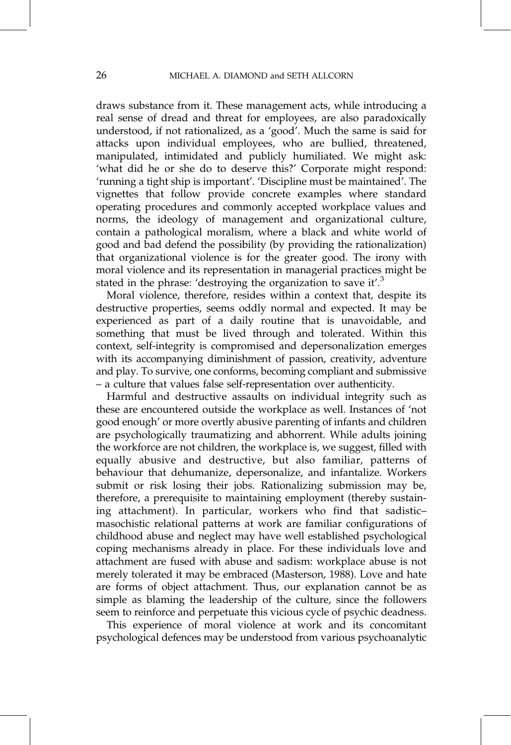draws substance from it. These management acts, while introducing a real sense of dread and threat for employees, are also paradoxically understood, if not rationalized, as a 'good'. Much the same is said for attacks upon individual employees, who are bullied, threatened, manipulated, intimidated and publicly humiliated. We might ask: 'what did he or she do to deserve this?' Corporate might respond: 'running a tight ship is important'. 'Discipline must be maintained'. The vignettes that follow provide concrete examples where standard operating procedures and commonly accepted workplace values and norms, the ideology of management and organizational culture, contain a pathological moralism, where a black and white world of good and bad defend the possibility (by providing the rationalization) that organizational violence is for the greater good. The irony with moral violence and its representation in managerial practices might be stated in the phrase: 'destroying the organization to save it'.[3]

Moral violence, therefore, resides within a context that, despite its destructive properties, seems oddly normal and expected. It may be experienced as part of a daily routine that is unavoidable, and something that must be lived through and tolerated. Within this context, self-integrity is compromised and depersonalization emerges with its accompanying diminishment of passion, creativity, adventure and play. To survive, one conforms, becoming compliant and submissive – a culture that values false self-representation over authenticity.

Harmful and destructive assaults on individual integrity such as these are encountered outside the workplace as well. Instances of 'not good enough' or more overtly abusive parenting of infants and children are psychologically traumatizing and abhorrent. While adults joining the workforce are not children, the workplace is, we suggest, filled with equally abusive and destructive, but also familiar, patterns of behaviour that dehumanize, depersonalize, and infantalize. Workers submit or risk losing their jobs. Rationalizing submission may be, therefore, a prerequisite to maintaining employment (thereby sustaining attachment). In particular, workers who find that sadistic–masochistic relational patterns at work are familiar configurations of childhood abuse and neglect may have well established psychological coping mechanisms already in place. For these individuals love and attachment are fused with abuse and sadism: workplace abuse is not merely tolerated it may be embraced (Masterson, 1988). Love and hate are forms of object attachment. Thus, our explanation cannot be as simple as blaming the leadership of the culture, since the followers seem to reinforce and perpetuate this vicious cycle of psychic deadness.

This experience of moral violence at work and its concomitant psychological defences may be understood from various psychoanalytic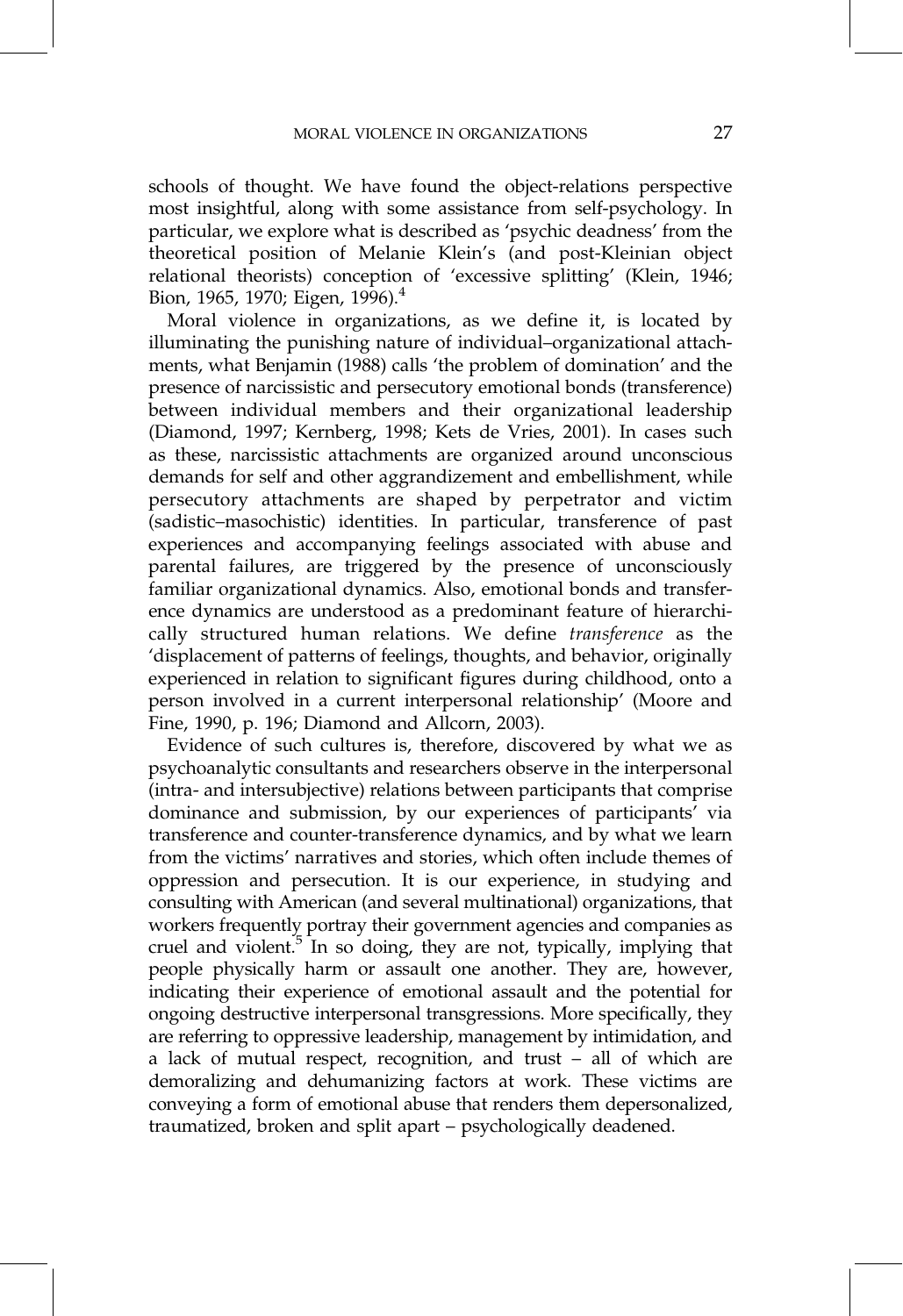schools of thought. We have found the object-relations perspective most insightful, along with some assistance from self-psychology. In particular, we explore what is described as 'psychic deadness' from the theoretical position of Melanie Klein's (and post-Kleinian object relational theorists) conception of 'excessive splitting' (Klein, 1946; Bion, 1965, 1970; Eigen, 1996).[4]

Moral violence in organizations, as we define it, is located by illuminating the punishing nature of individual–organizational attachments, what Benjamin (1988) calls 'the problem of domination' and the presence of narcissistic and persecutory emotional bonds (transference) between individual members and their organizational leadership (Diamond, 1997; Kernberg, 1998; Kets de Vries, 2001). In cases such as these, narcissistic attachments are organized around unconscious demands for self and other aggrandizement and embellishment, while persecutory attachments are shaped by perpetrator and victim (sadistic–masochistic) identities. In particular, transference of past experiences and accompanying feelings associated with abuse and parental failures, are triggered by the presence of unconsciously familiar organizational dynamics. Also, emotional bonds and transference dynamics are understood as a predominant feature of hierarchically structured human relations. We define *transference* as the 'displacement of patterns of feelings, thoughts, and behavior, originally experienced in relation to significant figures during childhood, onto a person involved in a current interpersonal relationship' (Moore and Fine, 1990, p. 196; Diamond and Allcorn, 2003).

Evidence of such cultures is, therefore, discovered by what we as psychoanalytic consultants and researchers observe in the interpersonal (intra- and intersubjective) relations between participants that comprise dominance and submission, by our experiences of participants' via transference and counter-transference dynamics, and by what we learn from the victims' narratives and stories, which often include themes of oppression and persecution. It is our experience, in studying and consulting with American (and several multinational) organizations, that workers frequently portray their government agencies and companies as cruel and violent.[5] In so doing, they are not, typically, implying that people physically harm or assault one another. They are, however, indicating their experience of emotional assault and the potential for ongoing destructive interpersonal transgressions. More specifically, they are referring to oppressive leadership, management by intimidation, and a lack of mutual respect, recognition, and trust – all of which are demoralizing and dehumanizing factors at work. These victims are conveying a form of emotional abuse that renders them depersonalized, traumatized, broken and split apart – psychologically deadened.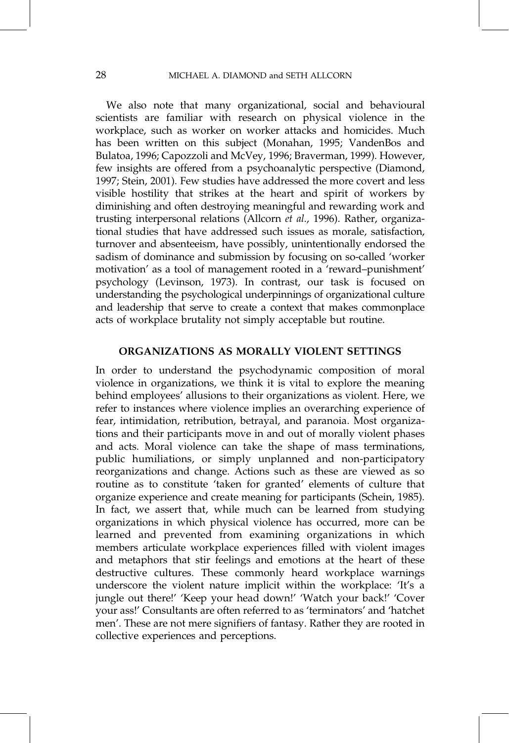We also note that many organizational, social and behavioural scientists are familiar with research on physical violence in the workplace, such as worker on worker attacks and homicides. Much has been written on this subject (Monahan, 1995; VandenBos and Bulatoa, 1996; Capozzoli and McVey, 1996; Braverman, 1999). However, few insights are offered from a psychoanalytic perspective (Diamond, 1997; Stein, 2001). Few studies have addressed the more covert and less visible hostility that strikes at the heart and spirit of workers by diminishing and often destroying meaningful and rewarding work and trusting interpersonal relations (Allcorn *et al*., 1996). Rather, organizational studies that have addressed such issues as morale, satisfaction, turnover and absenteeism, have possibly, unintentionally endorsed the sadism of dominance and submission by focusing on so-called 'worker motivation' as a tool of management rooted in a 'reward–punishment' psychology (Levinson, 1973). In contrast, our task is focused on understanding the psychological underpinnings of organizational culture and leadership that serve to create a context that makes commonplace acts of workplace brutality not simply acceptable but routine.

## ORGANIZATIONS AS MORALLY VIOLENT SETTINGS

In order to understand the psychodynamic composition of moral violence in organizations, we think it is vital to explore the meaning behind employees' allusions to their organizations as violent. Here, we refer to instances where violence implies an overarching experience of fear, intimidation, retribution, betrayal, and paranoia. Most organizations and their participants move in and out of morally violent phases and acts. Moral violence can take the shape of mass terminations, public humiliations, or simply unplanned and non-participatory reorganizations and change. Actions such as these are viewed as so routine as to constitute 'taken for granted' elements of culture that organize experience and create meaning for participants (Schein, 1985). In fact, we assert that, while much can be learned from studying organizations in which physical violence has occurred, more can be learned and prevented from examining organizations in which members articulate workplace experiences filled with violent images and metaphors that stir feelings and emotions at the heart of these destructive cultures. These commonly heard workplace warnings underscore the violent nature implicit within the workplace: 'It's a jungle out there!' 'Keep your head down!' 'Watch your back!' 'Cover your ass!' Consultants are often referred to as 'terminators' and 'hatchet men'. These are not mere signifiers of fantasy. Rather they are rooted in collective experiences and perceptions.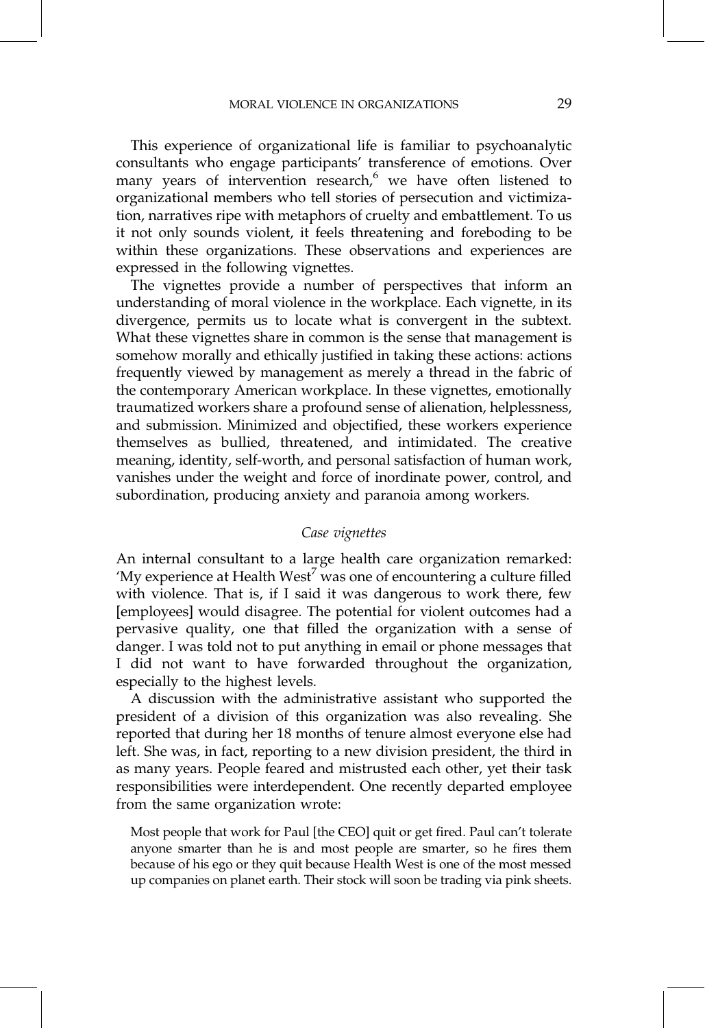This experience of organizational life is familiar to psychoanalytic consultants who engage participants' transference of emotions. Over many years of intervention research,[6] we have often listened to organizational members who tell stories of persecution and victimization, narratives ripe with metaphors of cruelty and embattlement. To us it not only sounds violent, it feels threatening and foreboding to be within these organizations. These observations and experiences are expressed in the following vignettes.

The vignettes provide a number of perspectives that inform an understanding of moral violence in the workplace. Each vignette, in its divergence, permits us to locate what is convergent in the subtext. What these vignettes share in common is the sense that management is somehow morally and ethically justified in taking these actions: actions frequently viewed by management as merely a thread in the fabric of the contemporary American workplace. In these vignettes, emotionally traumatized workers share a profound sense of alienation, helplessness, and submission. Minimized and objectified, these workers experience themselves as bullied, threatened, and intimidated. The creative meaning, identity, self-worth, and personal satisfaction of human work, vanishes under the weight and force of inordinate power, control, and subordination, producing anxiety and paranoia among workers.

### *Case vignettes*

An internal consultant to a large health care organization remarked: 'My experience at Health West[7] was one of encountering a culture filled with violence. That is, if I said it was dangerous to work there, few [employees] would disagree. The potential for violent outcomes had a pervasive quality, one that filled the organization with a sense of danger. I was told not to put anything in email or phone messages that I did not want to have forwarded throughout the organization, especially to the highest levels.

A discussion with the administrative assistant who supported the president of a division of this organization was also revealing. She reported that during her 18 months of tenure almost everyone else had left. She was, in fact, reporting to a new division president, the third in as many years. People feared and mistrusted each other, yet their task responsibilities were interdependent. One recently departed employee from the same organization wrote:

> Most people that work for Paul [the CEO] quit or get fired. Paul can't tolerate anyone smarter than he is and most people are smarter, so he fires them because of his ego or they quit because Health West is one of the most messed up companies on planet earth. Their stock will soon be trading via pink sheets.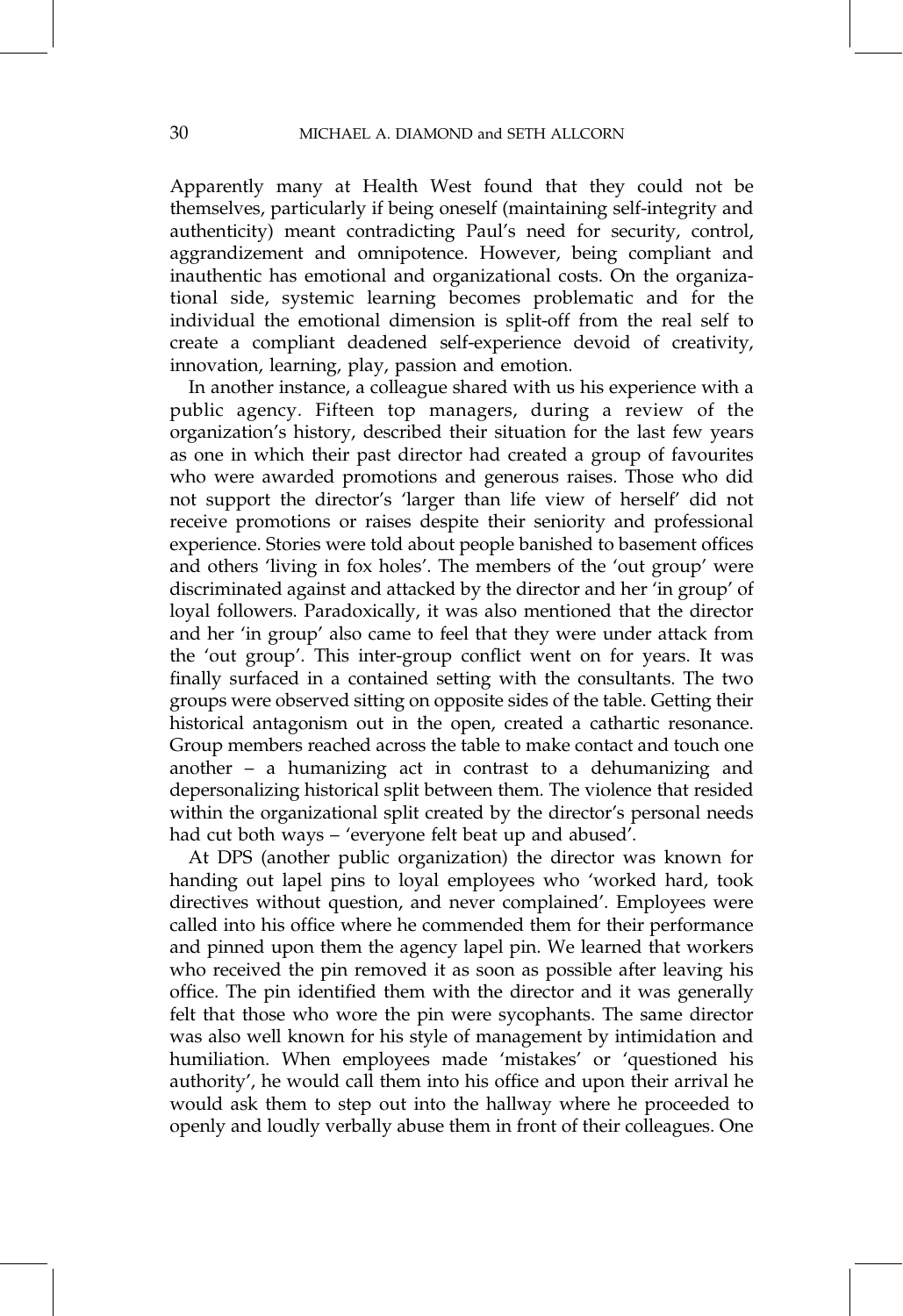Apparently many at Health West found that they could not be themselves, particularly if being oneself (maintaining self-integrity and authenticity) meant contradicting Paul's need for security, control, aggrandizement and omnipotence. However, being compliant and inauthentic has emotional and organizational costs. On the organizational side, systemic learning becomes problematic and for the individual the emotional dimension is split-off from the real self to create a compliant deadened self-experience devoid of creativity, innovation, learning, play, passion and emotion.

In another instance, a colleague shared with us his experience with a public agency. Fifteen top managers, during a review of the organization's history, described their situation for the last few years as one in which their past director had created a group of favourites who were awarded promotions and generous raises. Those who did not support the director's 'larger than life view of herself' did not receive promotions or raises despite their seniority and professional experience. Stories were told about people banished to basement offices and others 'living in fox holes'. The members of the 'out group' were discriminated against and attacked by the director and her 'in group' of loyal followers. Paradoxically, it was also mentioned that the director and her 'in group' also came to feel that they were under attack from the 'out group'. This inter-group conflict went on for years. It was finally surfaced in a contained setting with the consultants. The two groups were observed sitting on opposite sides of the table. Getting their historical antagonism out in the open, created a cathartic resonance. Group members reached across the table to make contact and touch one another – a humanizing act in contrast to a dehumanizing and depersonalizing historical split between them. The violence that resided within the organizational split created by the director's personal needs had cut both ways – 'everyone felt beat up and abused'.

At DPS (another public organization) the director was known for handing out lapel pins to loyal employees who 'worked hard, took directives without question, and never complained'. Employees were called into his office where he commended them for their performance and pinned upon them the agency lapel pin. We learned that workers who received the pin removed it as soon as possible after leaving his office. The pin identified them with the director and it was generally felt that those who wore the pin were sycophants. The same director was also well known for his style of management by intimidation and humiliation. When employees made 'mistakes' or 'questioned his authority', he would call them into his office and upon their arrival he would ask them to step out into the hallway where he proceeded to openly and loudly verbally abuse them in front of their colleagues. One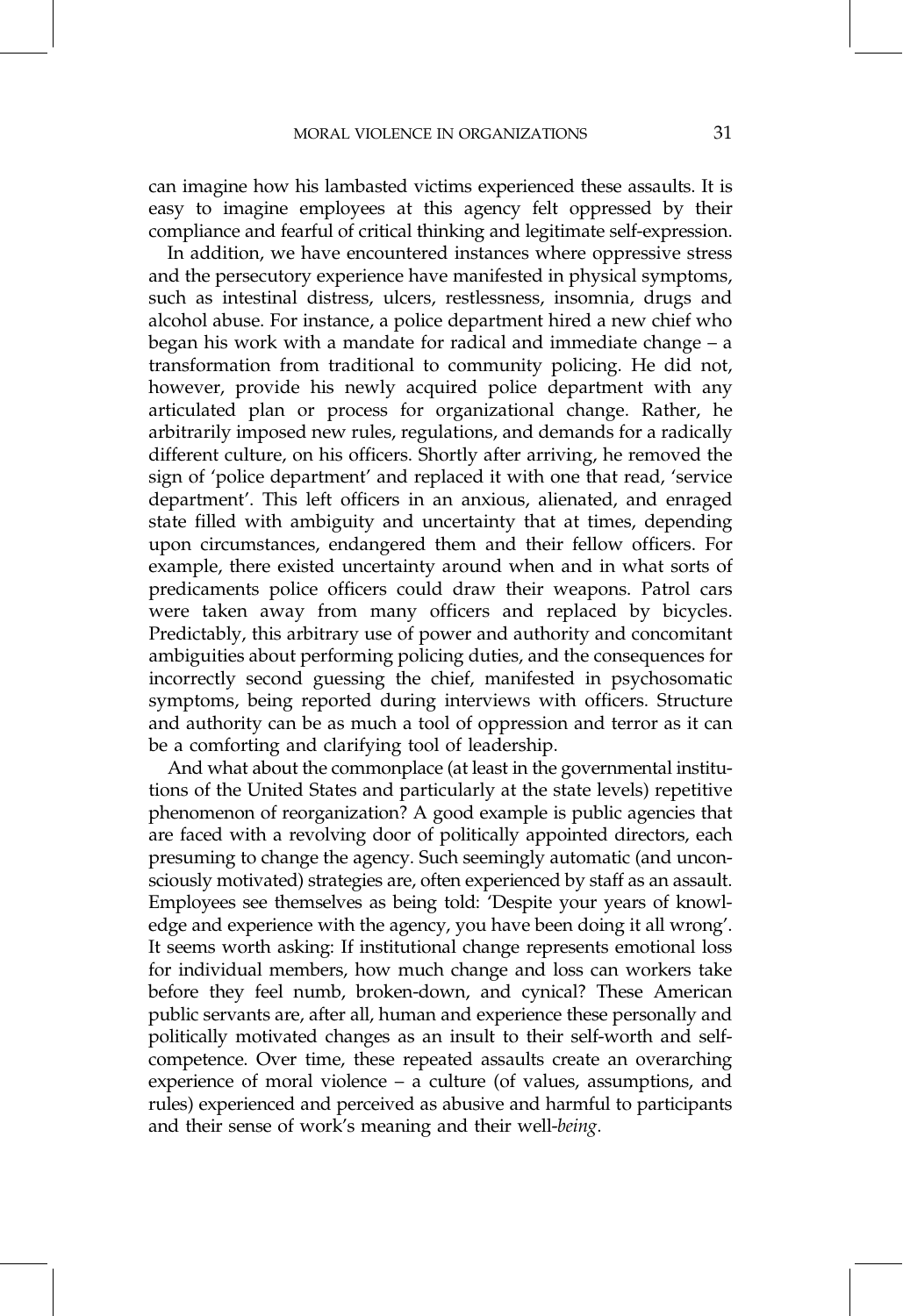can imagine how his lambasted victims experienced these assaults. It is easy to imagine employees at this agency felt oppressed by their compliance and fearful of critical thinking and legitimate self-expression.

In addition, we have encountered instances where oppressive stress and the persecutory experience have manifested in physical symptoms, such as intestinal distress, ulcers, restlessness, insomnia, drugs and alcohol abuse. For instance, a police department hired a new chief who began his work with a mandate for radical and immediate change – a transformation from traditional to community policing. He did not, however, provide his newly acquired police department with any articulated plan or process for organizational change. Rather, he arbitrarily imposed new rules, regulations, and demands for a radically different culture, on his officers. Shortly after arriving, he removed the sign of 'police department' and replaced it with one that read, 'service department'. This left officers in an anxious, alienated, and enraged state filled with ambiguity and uncertainty that at times, depending upon circumstances, endangered them and their fellow officers. For example, there existed uncertainty around when and in what sorts of predicaments police officers could draw their weapons. Patrol cars were taken away from many officers and replaced by bicycles. Predictably, this arbitrary use of power and authority and concomitant ambiguities about performing policing duties, and the consequences for incorrectly second guessing the chief, manifested in psychosomatic symptoms, being reported during interviews with officers. Structure and authority can be as much a tool of oppression and terror as it can be a comforting and clarifying tool of leadership.

And what about the commonplace (at least in the governmental institutions of the United States and particularly at the state levels) repetitive phenomenon of reorganization? A good example is public agencies that are faced with a revolving door of politically appointed directors, each presuming to change the agency. Such seemingly automatic (and unconsciously motivated) strategies are, often experienced by staff as an assault. Employees see themselves as being told: 'Despite your years of knowledge and experience with the agency, you have been doing it all wrong'. It seems worth asking: If institutional change represents emotional loss for individual members, how much change and loss can workers take before they feel numb, broken-down, and cynical? These American public servants are, after all, human and experience these personally and politically motivated changes as an insult to their self-worth and self-competence. Over time, these repeated assaults create an overarching experience of moral violence – a culture (of values, assumptions, and rules) experienced and perceived as abusive and harmful to participants and their sense of work's meaning and their well-*being*.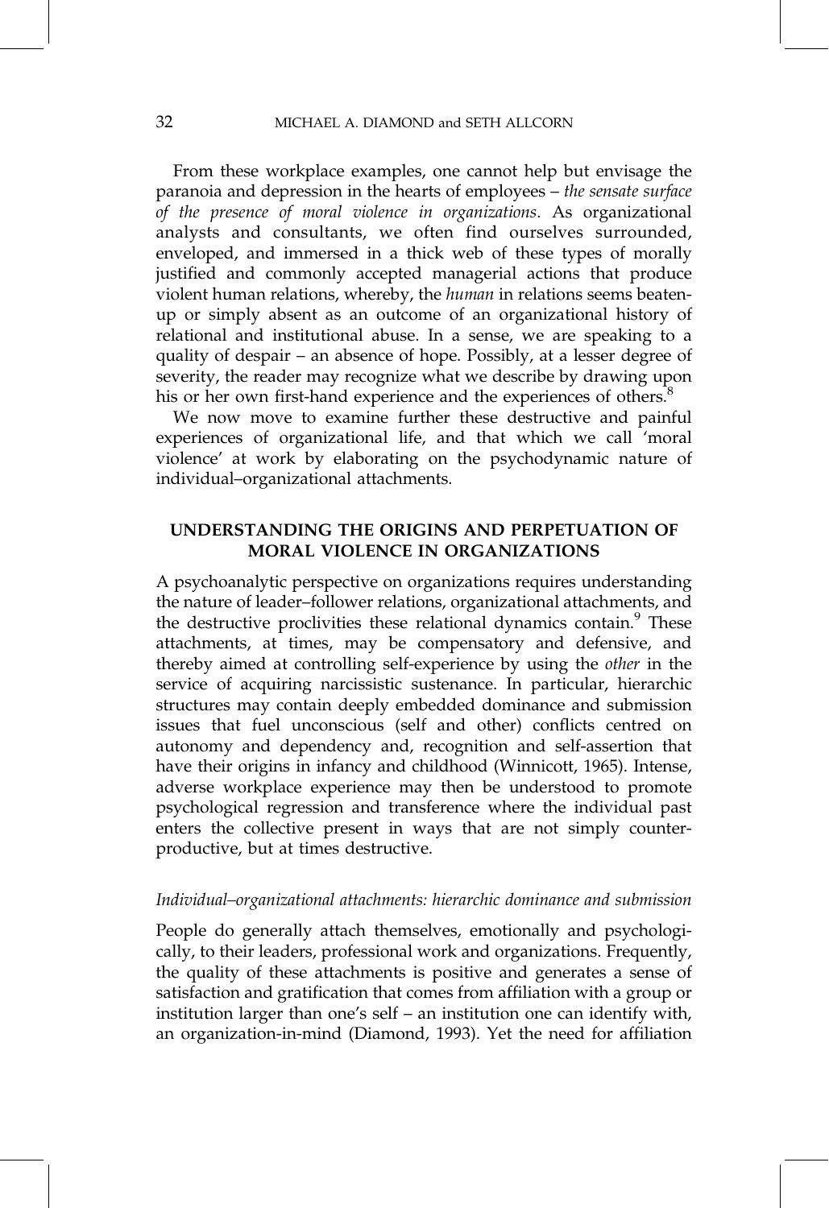From these workplace examples, one cannot help but envisage the paranoia and depression in the hearts of employees – *the sensate surface of the presence of moral violence in organizations*. As organizational analysts and consultants, we often find ourselves surrounded, enveloped, and immersed in a thick web of these types of morally justified and commonly accepted managerial actions that produce violent human relations, whereby, the *human* in relations seems beaten-up or simply absent as an outcome of an organizational history of relational and institutional abuse. In a sense, we are speaking to a quality of despair – an absence of hope. Possibly, at a lesser degree of severity, the reader may recognize what we describe by drawing upon his or her own first-hand experience and the experiences of others.[8]

We now move to examine further these destructive and painful experiences of organizational life, and that which we call 'moral violence' at work by elaborating on the psychodynamic nature of individual–organizational attachments.

## UNDERSTANDING THE ORIGINS AND PERPETUATION OF MORAL VIOLENCE IN ORGANIZATIONS

A psychoanalytic perspective on organizations requires understanding the nature of leader–follower relations, organizational attachments, and the destructive proclivities these relational dynamics contain.[9] These attachments, at times, may be compensatory and defensive, and thereby aimed at controlling self-experience by using the *other* in the service of acquiring narcissistic sustenance. In particular, hierarchic structures may contain deeply embedded dominance and submission issues that fuel unconscious (self and other) conflicts centred on autonomy and dependency and, recognition and self-assertion that have their origins in infancy and childhood (Winnicott, 1965). Intense, adverse workplace experience may then be understood to promote psychological regression and transference where the individual past enters the collective present in ways that are not simply counter-productive, but at times destructive.

### *Individual–organizational attachments: hierarchic dominance and submission*

People do generally attach themselves, emotionally and psychologically, to their leaders, professional work and organizations. Frequently, the quality of these attachments is positive and generates a sense of satisfaction and gratification that comes from affiliation with a group or institution larger than one's self – an institution one can identify with, an organization-in-mind (Diamond, 1993). Yet the need for affiliation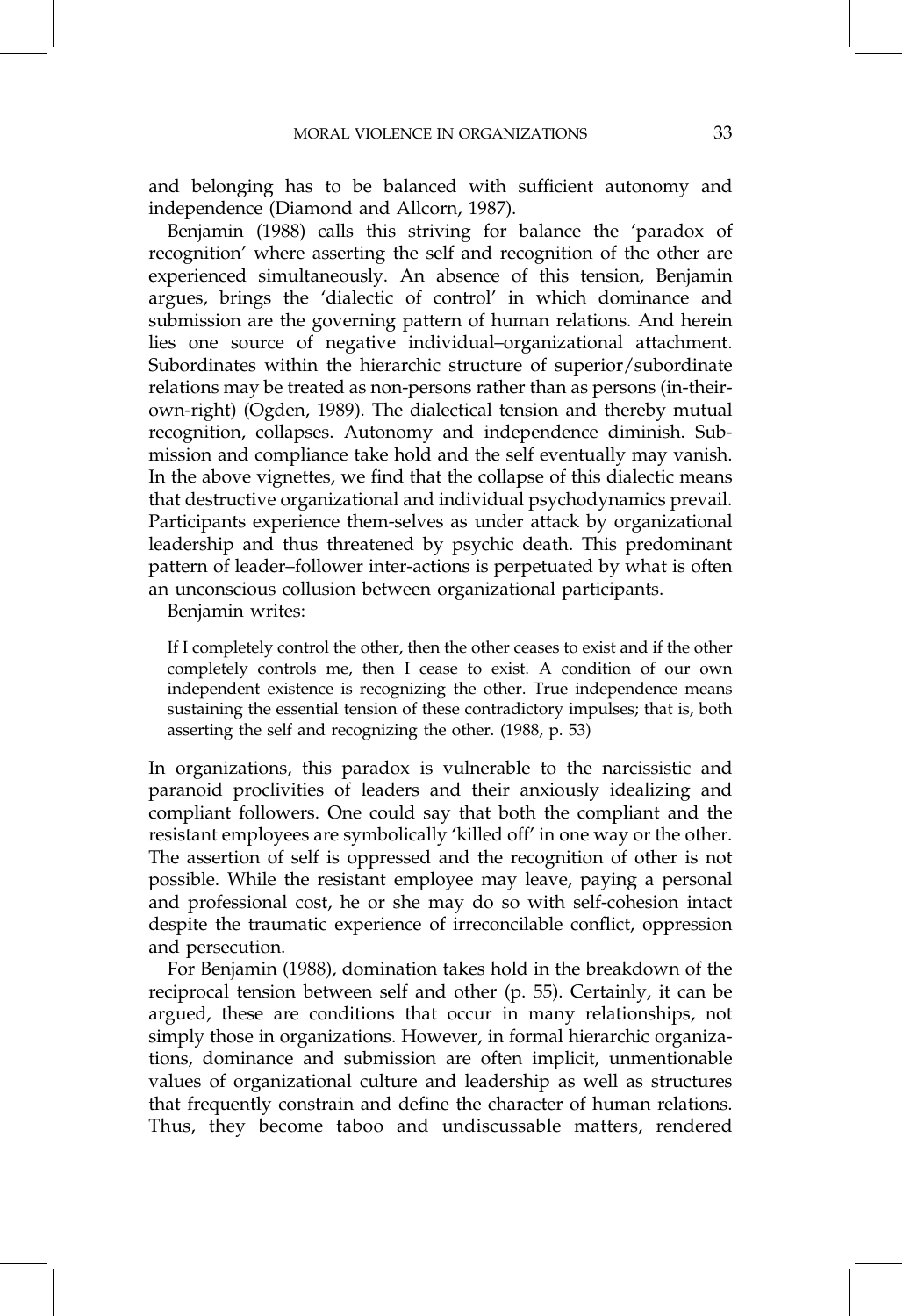and belonging has to be balanced with sufficient autonomy and independence (Diamond and Allcorn, 1987).

Benjamin (1988) calls this striving for balance the 'paradox of recognition' where asserting the self and recognition of the other are experienced simultaneously. An absence of this tension, Benjamin argues, brings the 'dialectic of control' in which dominance and submission are the governing pattern of human relations. And herein lies one source of negative individual–organizational attachment. Subordinates within the hierarchic structure of superior/subordinate relations may be treated as non-persons rather than as persons (in-their-own-right) (Ogden, 1989). The dialectical tension and thereby mutual recognition, collapses. Autonomy and independence diminish. Submission and compliance take hold and the self eventually may vanish. In the above vignettes, we find that the collapse of this dialectic means that destructive organizational and individual psychodynamics prevail. Participants experience them-selves as under attack by organizational leadership and thus threatened by psychic death. This predominant pattern of leader–follower inter-actions is perpetuated by what is often an unconscious collusion between organizational participants.

Benjamin writes:

> If I completely control the other, then the other ceases to exist and if the other completely controls me, then I cease to exist. A condition of our own independent existence is recognizing the other. True independence means sustaining the essential tension of these contradictory impulses; that is, both asserting the self and recognizing the other. (1988, p. 53)

In organizations, this paradox is vulnerable to the narcissistic and paranoid proclivities of leaders and their anxiously idealizing and compliant followers. One could say that both the compliant and the resistant employees are symbolically 'killed off' in one way or the other. The assertion of self is oppressed and the recognition of other is not possible. While the resistant employee may leave, paying a personal and professional cost, he or she may do so with self-cohesion intact despite the traumatic experience of irreconcilable conflict, oppression and persecution.

For Benjamin (1988), domination takes hold in the breakdown of the reciprocal tension between self and other (p. 55). Certainly, it can be argued, these are conditions that occur in many relationships, not simply those in organizations. However, in formal hierarchic organizations, dominance and submission are often implicit, unmentionable values of organizational culture and leadership as well as structures that frequently constrain and define the character of human relations. Thus, they become taboo and undiscussable matters, rendered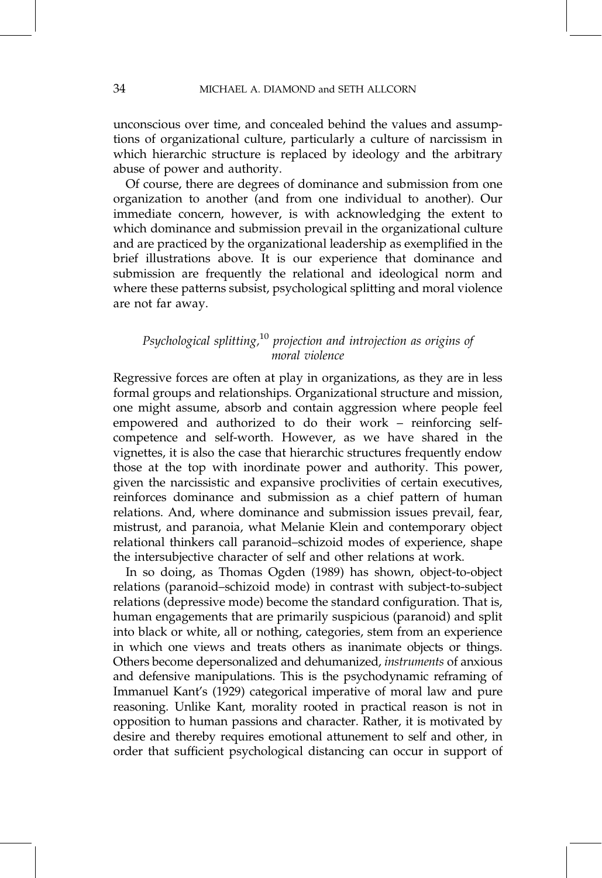unconscious over time, and concealed behind the values and assumptions of organizational culture, particularly a culture of narcissism in which hierarchic structure is replaced by ideology and the arbitrary abuse of power and authority.

Of course, there are degrees of dominance and submission from one organization to another (and from one individual to another). Our immediate concern, however, is with acknowledging the extent to which dominance and submission prevail in the organizational culture and are practiced by the organizational leadership as exemplified in the brief illustrations above. It is our experience that dominance and submission are frequently the relational and ideological norm and where these patterns subsist, psychological splitting and moral violence are not far away.

### *Psychological splitting,*[10] *projection and introjection as origins of moral violence*

Regressive forces are often at play in organizations, as they are in less formal groups and relationships. Organizational structure and mission, one might assume, absorb and contain aggression where people feel empowered and authorized to do their work – reinforcing self-competence and self-worth. However, as we have shared in the vignettes, it is also the case that hierarchic structures frequently endow those at the top with inordinate power and authority. This power, given the narcissistic and expansive proclivities of certain executives, reinforces dominance and submission as a chief pattern of human relations. And, where dominance and submission issues prevail, fear, mistrust, and paranoia, what Melanie Klein and contemporary object relational thinkers call paranoid–schizoid modes of experience, shape the intersubjective character of self and other relations at work.

In so doing, as Thomas Ogden (1989) has shown, object-to-object relations (paranoid–schizoid mode) in contrast with subject-to-subject relations (depressive mode) become the standard configuration. That is, human engagements that are primarily suspicious (paranoid) and split into black or white, all or nothing, categories, stem from an experience in which one views and treats others as inanimate objects or things. Others become depersonalized and dehumanized, *instruments* of anxious and defensive manipulations. This is the psychodynamic reframing of Immanuel Kant's (1929) categorical imperative of moral law and pure reasoning. Unlike Kant, morality rooted in practical reason is not in opposition to human passions and character. Rather, it is motivated by desire and thereby requires emotional attunement to self and other, in order that sufficient psychological distancing can occur in support of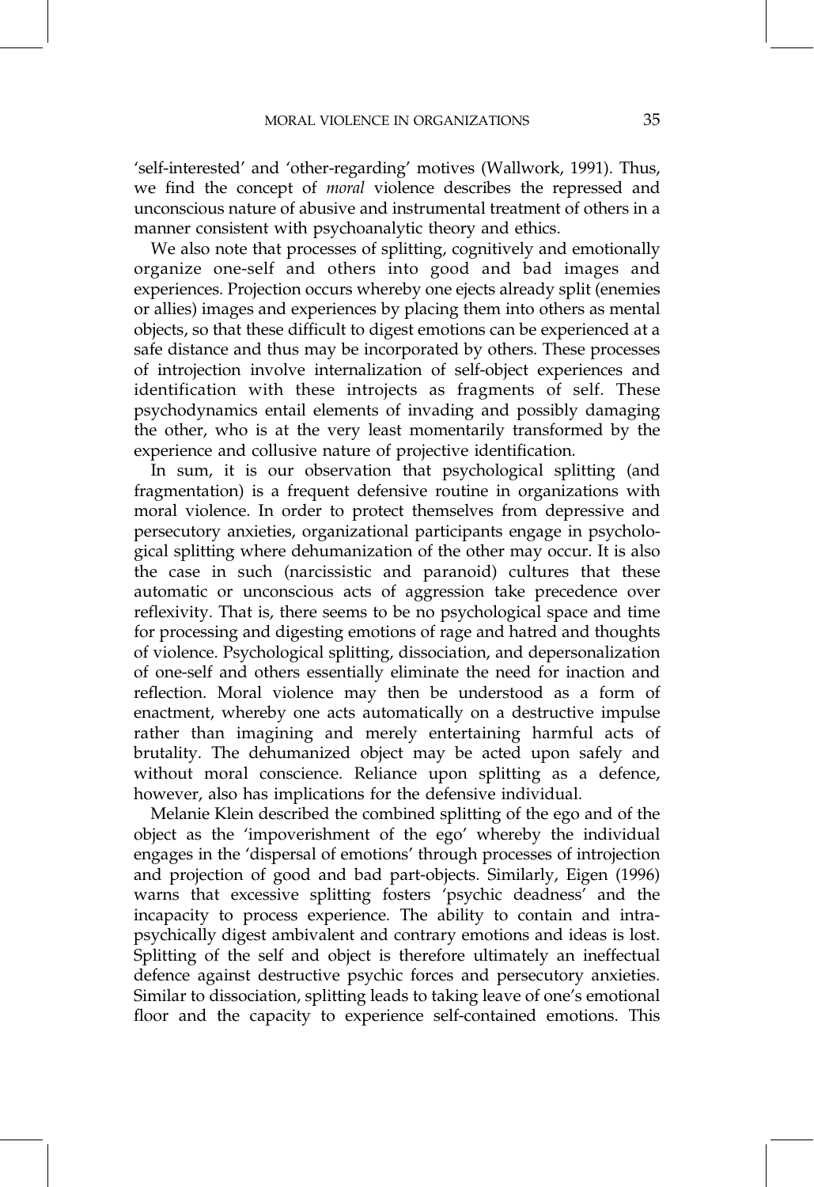'self-interested' and 'other-regarding' motives (Wallwork, 1991). Thus, we find the concept of *moral* violence describes the repressed and unconscious nature of abusive and instrumental treatment of others in a manner consistent with psychoanalytic theory and ethics.

We also note that processes of splitting, cognitively and emotionally organize one-self and others into good and bad images and experiences. Projection occurs whereby one ejects already split (enemies or allies) images and experiences by placing them into others as mental objects, so that these difficult to digest emotions can be experienced at a safe distance and thus may be incorporated by others. These processes of introjection involve internalization of self-object experiences and identification with these introjects as fragments of self. These psychodynamics entail elements of invading and possibly damaging the other, who is at the very least momentarily transformed by the experience and collusive nature of projective identification.

In sum, it is our observation that psychological splitting (and fragmentation) is a frequent defensive routine in organizations with moral violence. In order to protect themselves from depressive and persecutory anxieties, organizational participants engage in psychological splitting where dehumanization of the other may occur. It is also the case in such (narcissistic and paranoid) cultures that these automatic or unconscious acts of aggression take precedence over reflexivity. That is, there seems to be no psychological space and time for processing and digesting emotions of rage and hatred and thoughts of violence. Psychological splitting, dissociation, and depersonalization of one-self and others essentially eliminate the need for inaction and reflection. Moral violence may then be understood as a form of enactment, whereby one acts automatically on a destructive impulse rather than imagining and merely entertaining harmful acts of brutality. The dehumanized object may be acted upon safely and without moral conscience. Reliance upon splitting as a defence, however, also has implications for the defensive individual.

Melanie Klein described the combined splitting of the ego and of the object as the 'impoverishment of the ego' whereby the individual engages in the 'dispersal of emotions' through processes of introjection and projection of good and bad part-objects. Similarly, Eigen (1996) warns that excessive splitting fosters 'psychic deadness' and the incapacity to process experience. The ability to contain and intra-psychically digest ambivalent and contrary emotions and ideas is lost. Splitting of the self and object is therefore ultimately an ineffectual defence against destructive psychic forces and persecutory anxieties. Similar to dissociation, splitting leads to taking leave of one's emotional floor and the capacity to experience self-contained emotions. This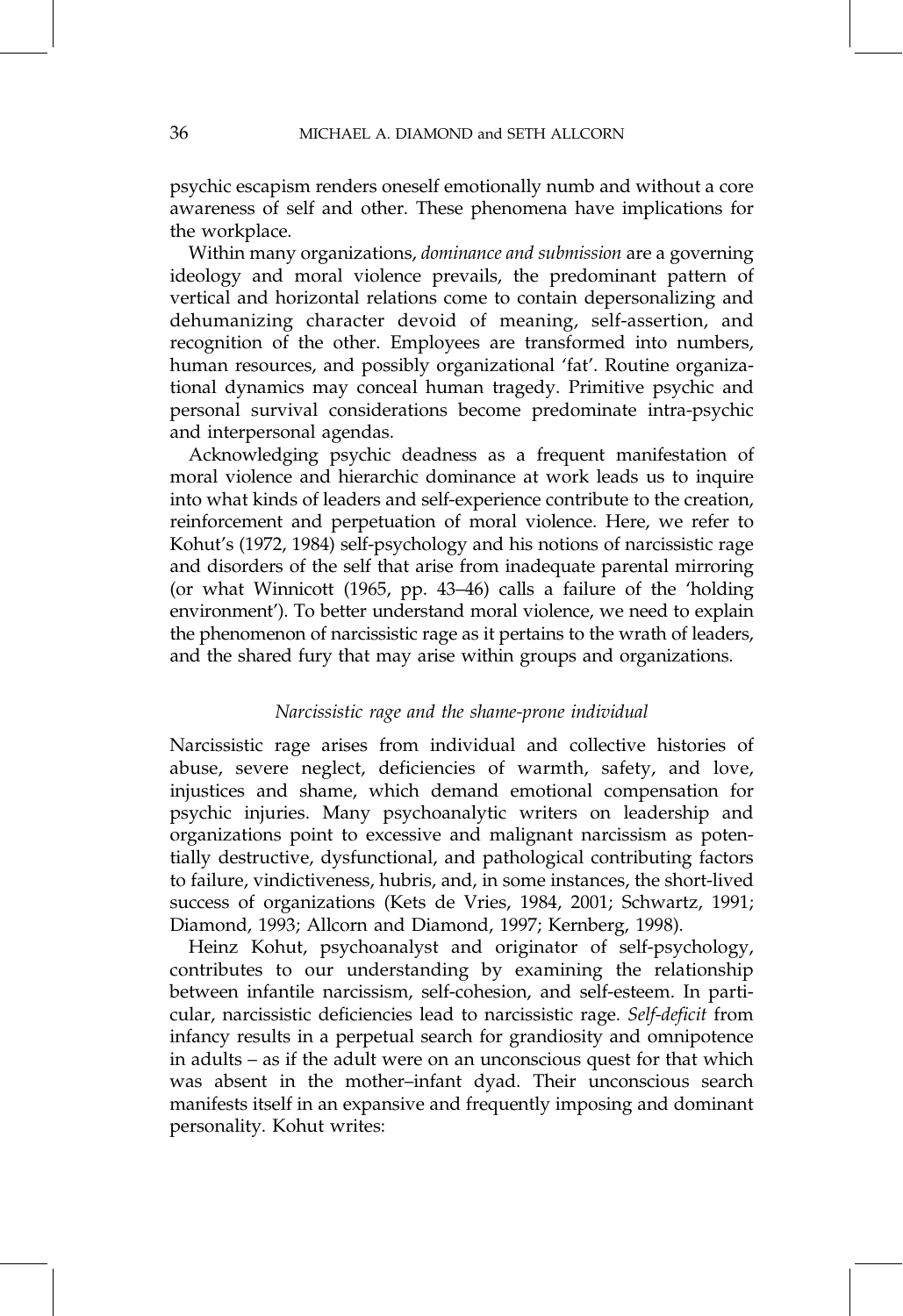psychic escapism renders oneself emotionally numb and without a core awareness of self and other. These phenomena have implications for the workplace.

Within many organizations, *dominance and submission* are a governing ideology and moral violence prevails, the predominant pattern of vertical and horizontal relations come to contain depersonalizing and dehumanizing character devoid of meaning, self-assertion, and recognition of the other. Employees are transformed into numbers, human resources, and possibly organizational 'fat'. Routine organizational dynamics may conceal human tragedy. Primitive psychic and personal survival considerations become predominate intra-psychic and interpersonal agendas.

Acknowledging psychic deadness as a frequent manifestation of moral violence and hierarchic dominance at work leads us to inquire into what kinds of leaders and self-experience contribute to the creation, reinforcement and perpetuation of moral violence. Here, we refer to Kohut's (1972, 1984) self-psychology and his notions of narcissistic rage and disorders of the self that arise from inadequate parental mirroring (or what Winnicott (1965, pp. 43–46) calls a failure of the 'holding environment'). To better understand moral violence, we need to explain the phenomenon of narcissistic rage as it pertains to the wrath of leaders, and the shared fury that may arise within groups and organizations.

### *Narcissistic rage and the shame-prone individual*

Narcissistic rage arises from individual and collective histories of abuse, severe neglect, deficiencies of warmth, safety, and love, injustices and shame, which demand emotional compensation for psychic injuries. Many psychoanalytic writers on leadership and organizations point to excessive and malignant narcissism as potentially destructive, dysfunctional, and pathological contributing factors to failure, vindictiveness, hubris, and, in some instances, the short-lived success of organizations (Kets de Vries, 1984, 2001; Schwartz, 1991; Diamond, 1993; Allcorn and Diamond, 1997; Kernberg, 1998).

Heinz Kohut, psychoanalyst and originator of self-psychology, contributes to our understanding by examining the relationship between infantile narcissism, self-cohesion, and self-esteem. In particular, narcissistic deficiencies lead to narcissistic rage. *Self-deficit* from infancy results in a perpetual search for grandiosity and omnipotence in adults – as if the adult were on an unconscious quest for that which was absent in the mother–infant dyad. Their unconscious search manifests itself in an expansive and frequently imposing and dominant personality. Kohut writes: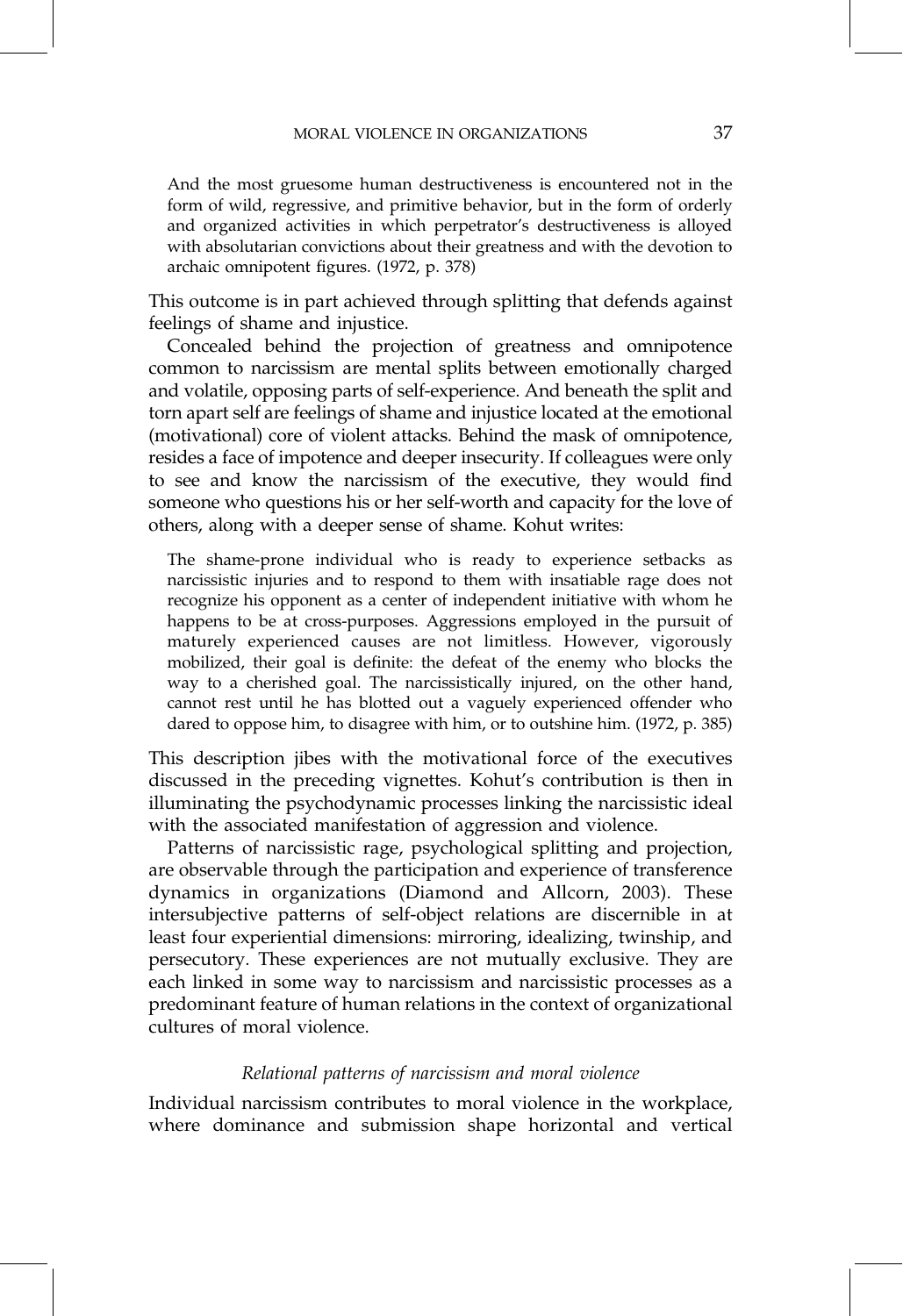> And the most gruesome human destructiveness is encountered not in the form of wild, regressive, and primitive behavior, but in the form of orderly and organized activities in which perpetrator's destructiveness is alloyed with absolutarian convictions about their greatness and with the devotion to archaic omnipotent figures. (1972, p. 378)

This outcome is in part achieved through splitting that defends against feelings of shame and injustice.

Concealed behind the projection of greatness and omnipotence common to narcissism are mental splits between emotionally charged and volatile, opposing parts of self-experience. And beneath the split and torn apart self are feelings of shame and injustice located at the emotional (motivational) core of violent attacks. Behind the mask of omnipotence, resides a face of impotence and deeper insecurity. If colleagues were only to see and know the narcissism of the executive, they would find someone who questions his or her self-worth and capacity for the love of others, along with a deeper sense of shame. Kohut writes:

> The shame-prone individual who is ready to experience setbacks as narcissistic injuries and to respond to them with insatiable rage does not recognize his opponent as a center of independent initiative with whom he happens to be at cross-purposes. Aggressions employed in the pursuit of maturely experienced causes are not limitless. However, vigorously mobilized, their goal is definite: the defeat of the enemy who blocks the way to a cherished goal. The narcissistically injured, on the other hand, cannot rest until he has blotted out a vaguely experienced offender who dared to oppose him, to disagree with him, or to outshine him. (1972, p. 385)

This description jibes with the motivational force of the executives discussed in the preceding vignettes. Kohut's contribution is then in illuminating the psychodynamic processes linking the narcissistic ideal with the associated manifestation of aggression and violence.

Patterns of narcissistic rage, psychological splitting and projection, are observable through the participation and experience of transference dynamics in organizations (Diamond and Allcorn, 2003). These intersubjective patterns of self-object relations are discernible in at least four experiential dimensions: mirroring, idealizing, twinship, and persecutory. These experiences are not mutually exclusive. They are each linked in some way to narcissism and narcissistic processes as a predominant feature of human relations in the context of organizational cultures of moral violence.

### *Relational patterns of narcissism and moral violence*

Individual narcissism contributes to moral violence in the workplace, where dominance and submission shape horizontal and vertical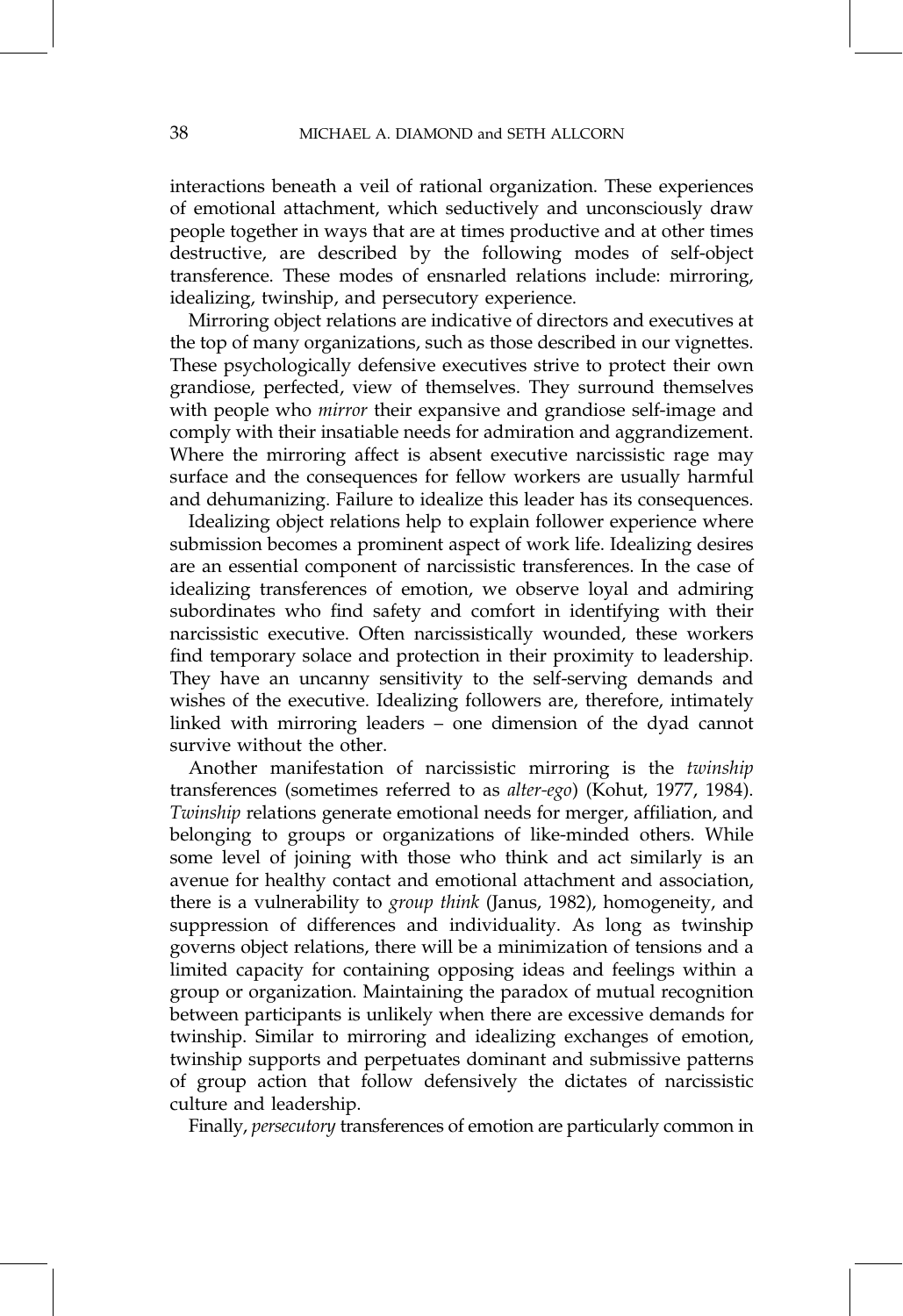interactions beneath a veil of rational organization. These experiences of emotional attachment, which seductively and unconsciously draw people together in ways that are at times productive and at other times destructive, are described by the following modes of self-object transference. These modes of ensnarled relations include: mirroring, idealizing, twinship, and persecutory experience.

Mirroring object relations are indicative of directors and executives at the top of many organizations, such as those described in our vignettes. These psychologically defensive executives strive to protect their own grandiose, perfected, view of themselves. They surround themselves with people who *mirror* their expansive and grandiose self-image and comply with their insatiable needs for admiration and aggrandizement. Where the mirroring affect is absent executive narcissistic rage may surface and the consequences for fellow workers are usually harmful and dehumanizing. Failure to idealize this leader has its consequences.

Idealizing object relations help to explain follower experience where submission becomes a prominent aspect of work life. Idealizing desires are an essential component of narcissistic transferences. In the case of idealizing transferences of emotion, we observe loyal and admiring subordinates who find safety and comfort in identifying with their narcissistic executive. Often narcissistically wounded, these workers find temporary solace and protection in their proximity to leadership. They have an uncanny sensitivity to the self-serving demands and wishes of the executive. Idealizing followers are, therefore, intimately linked with mirroring leaders – one dimension of the dyad cannot survive without the other.

Another manifestation of narcissistic mirroring is the *twinship* transferences (sometimes referred to as *alter-ego*) (Kohut, 1977, 1984). *Twinship* relations generate emotional needs for merger, affiliation, and belonging to groups or organizations of like-minded others. While some level of joining with those who think and act similarly is an avenue for healthy contact and emotional attachment and association, there is a vulnerability to *group think* (Janus, 1982), homogeneity, and suppression of differences and individuality. As long as twinship governs object relations, there will be a minimization of tensions and a limited capacity for containing opposing ideas and feelings within a group or organization. Maintaining the paradox of mutual recognition between participants is unlikely when there are excessive demands for twinship. Similar to mirroring and idealizing exchanges of emotion, twinship supports and perpetuates dominant and submissive patterns of group action that follow defensively the dictates of narcissistic culture and leadership.

Finally, *persecutory* transferences of emotion are particularly common in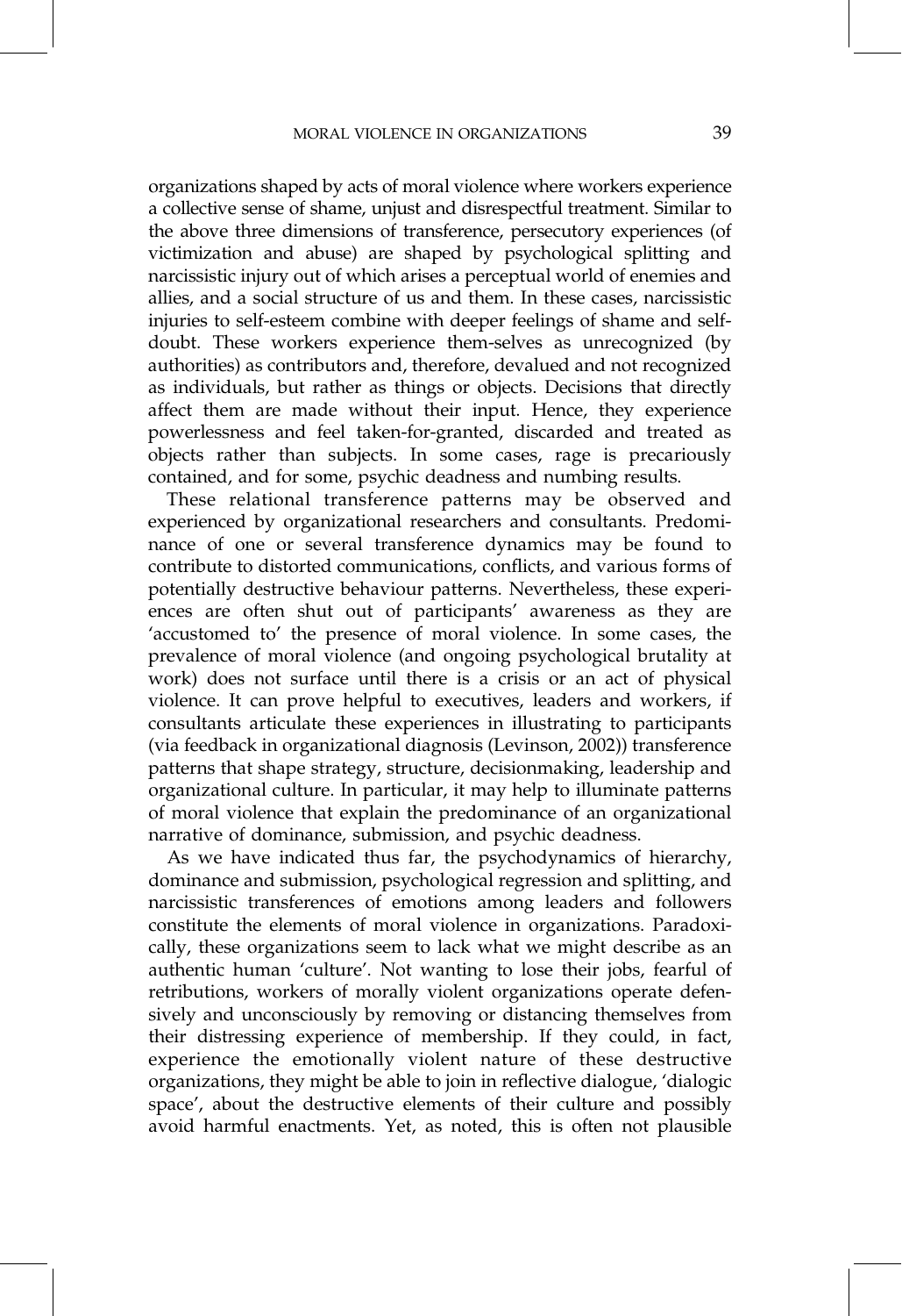organizations shaped by acts of moral violence where workers experience a collective sense of shame, unjust and disrespectful treatment. Similar to the above three dimensions of transference, persecutory experiences (of victimization and abuse) are shaped by psychological splitting and narcissistic injury out of which arises a perceptual world of enemies and allies, and a social structure of us and them. In these cases, narcissistic injuries to self-esteem combine with deeper feelings of shame and self-doubt. These workers experience them-selves as unrecognized (by authorities) as contributors and, therefore, devalued and not recognized as individuals, but rather as things or objects. Decisions that directly affect them are made without their input. Hence, they experience powerlessness and feel taken-for-granted, discarded and treated as objects rather than subjects. In some cases, rage is precariously contained, and for some, psychic deadness and numbing results.

These relational transference patterns may be observed and experienced by organizational researchers and consultants. Predominance of one or several transference dynamics may be found to contribute to distorted communications, conflicts, and various forms of potentially destructive behaviour patterns. Nevertheless, these experiences are often shut out of participants' awareness as they are 'accustomed to' the presence of moral violence. In some cases, the prevalence of moral violence (and ongoing psychological brutality at work) does not surface until there is a crisis or an act of physical violence. It can prove helpful to executives, leaders and workers, if consultants articulate these experiences in illustrating to participants (via feedback in organizational diagnosis (Levinson, 2002)) transference patterns that shape strategy, structure, decisionmaking, leadership and organizational culture. In particular, it may help to illuminate patterns of moral violence that explain the predominance of an organizational narrative of dominance, submission, and psychic deadness.

As we have indicated thus far, the psychodynamics of hierarchy, dominance and submission, psychological regression and splitting, and narcissistic transferences of emotions among leaders and followers constitute the elements of moral violence in organizations. Paradoxically, these organizations seem to lack what we might describe as an authentic human 'culture'. Not wanting to lose their jobs, fearful of retributions, workers of morally violent organizations operate defensively and unconsciously by removing or distancing themselves from their distressing experience of membership. If they could, in fact, experience the emotionally violent nature of these destructive organizations, they might be able to join in reflective dialogue, 'dialogic space', about the destructive elements of their culture and possibly avoid harmful enactments. Yet, as noted, this is often not plausible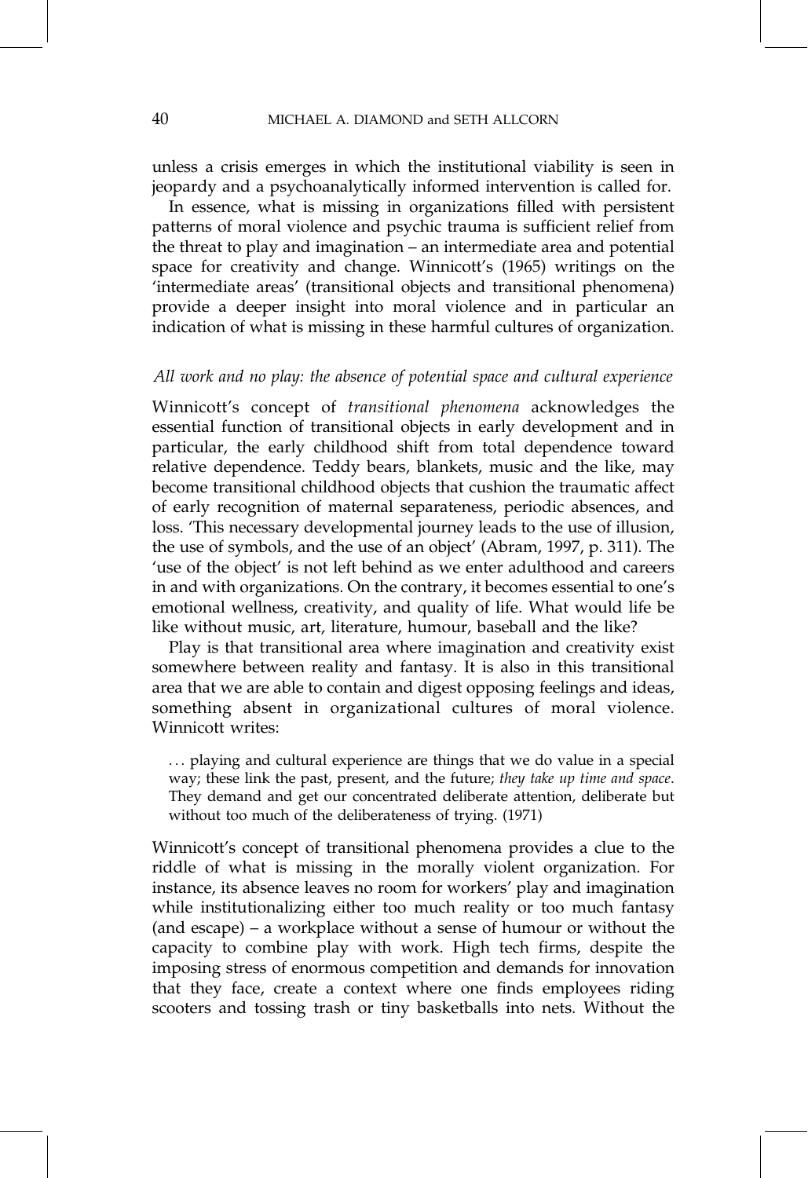unless a crisis emerges in which the institutional viability is seen in jeopardy and a psychoanalytically informed intervention is called for.

In essence, what is missing in organizations filled with persistent patterns of moral violence and psychic trauma is sufficient relief from the threat to play and imagination – an intermediate area and potential space for creativity and change. Winnicott's (1965) writings on the 'intermediate areas' (transitional objects and transitional phenomena) provide a deeper insight into moral violence and in particular an indication of what missing in these harmful cultures of organization.

### *All work and no play: the absence of potential space and cultural experience*

Winnicott's concept of *transitional phenomena* acknowledges the essential function of transitional objects in early development and in particular, the early childhood shift from total dependence toward relative dependence. Teddy bears, blankets, music and the like, may become transitional childhood objects that cushion the traumatic affect of early recognition of maternal separateness, periodic absences, and loss. 'This necessary developmental journey leads to the use of illusion, the use of symbols, and the use of an object' (Abram, 1997, p. 311). The 'use of the object' is not left behind as we enter adulthood and careers in and with organizations. On the contrary, it becomes essential to one's emotional wellness, creativity, and quality of life. What would life be like without music, art, literature, humour, baseball and the like?

Play is that transitional area where imagination and creativity exist somewhere between reality and fantasy. It is also in this transitional area that we are able to contain and digest opposing feelings and ideas, something absent in organizational cultures of moral violence. Winnicott writes:

> ... playing and cultural experience are things that we do value in a special way; these link the past, present, and the future; *they take up time and space*. They demand and get our concentrated deliberate attention, deliberate but without too much of the deliberateness of trying. (1971)

Winnicott's concept of transitional phenomena provides a clue to the riddle of what is missing in the morally violent organization. For instance, its absence leaves no room for workers' play and imagination while institutionalizing either too much reality or too much fantasy (and escape) – a workplace without a sense of humour or without the capacity to combine play with work. High tech firms, despite the imposing stress of enormous competition and demands for innovation that they face, create a context where one finds employees riding scooters and tossing trash or tiny basketballs into nets. Without the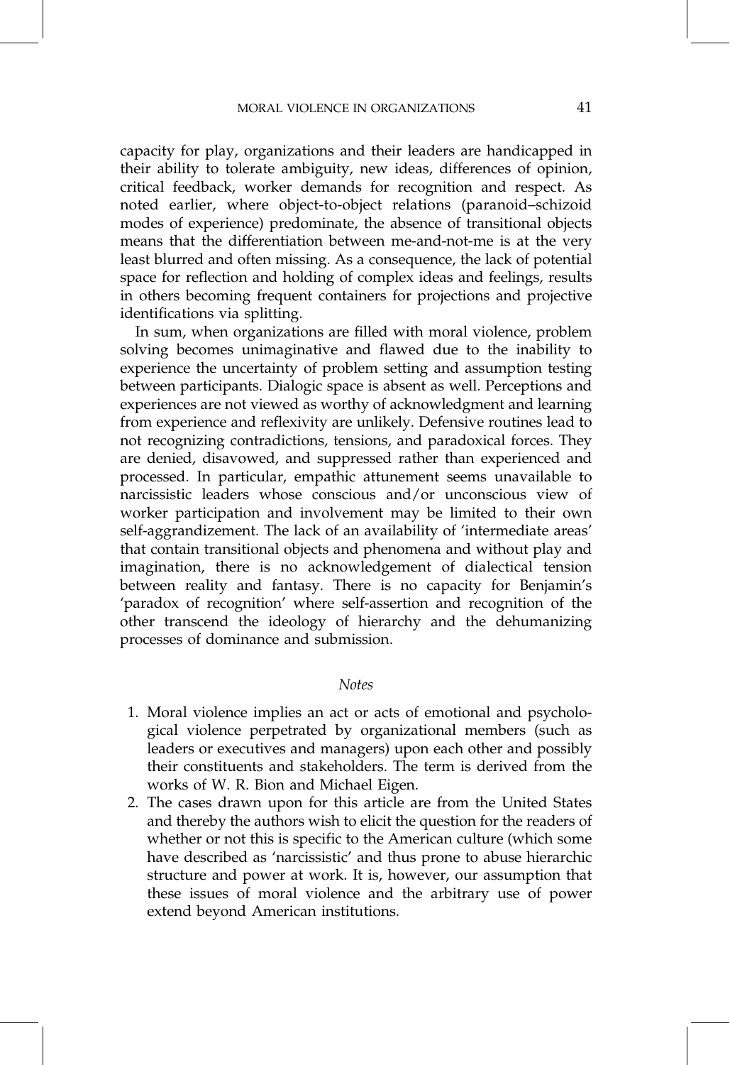capacity for play, organizations and their leaders are handicapped in their ability to tolerate ambiguity, new ideas, differences of opinion, critical feedback, worker demands for recognition and respect. As noted earlier, where object-to-object relations (paranoid–schizoid modes of experience) predominate, the absence of transitional objects means that the differentiation between me-and-not-me is at the very least blurred and often missing. As a consequence, the lack of potential space for reflection and holding of complex ideas and feelings, results in others becoming frequent containers for projections and projective identifications via splitting.

In sum, when organizations are filled with moral violence, problem solving becomes unimaginative and flawed due to the inability to experience the uncertainty of problem setting and assumption testing between participants. Dialogic space is absent as well. Perceptions and experiences are not viewed as worthy of acknowledgment and learning from experience and reflexivity are unlikely. Defensive routines lead to not recognizing contradictions, tensions, and paradoxical forces. They are denied, disavowed, and suppressed rather than experienced and processed. In particular, empathic attunement seems unavailable to narcissistic leaders whose conscious and/or unconscious view of worker participation and involvement may be limited to their own self-aggrandizement. The lack of an availability of 'intermediate areas' that contain transitional objects and phenomena and without play and imagination, there is no acknowledgement of dialectical tension between reality and fantasy. There is no capacity for Benjamin's 'paradox of recognition' where self-assertion and recognition of the other transcend the ideology of hierarchy and the dehumanizing processes of dominance and submission.

### *Notes*

1. Moral violence implies an act or acts of emotional and psychological violence perpetrated by organizational members (such as leaders or executives and managers) upon each other and possibly their constituents and stakeholders. The term is derived from the works of W. R. Bion and Michael Eigen.
2. The cases drawn upon for this article are from the United States and thereby the authors wish to elicit the question for the readers of whether or not this is specific to the American culture (which some have described as 'narcissistic' and thus prone to abuse hierarchic structure and power at work. It is, however, our assumption that these issues of moral violence and the arbitrary use of power extend beyond American institutions.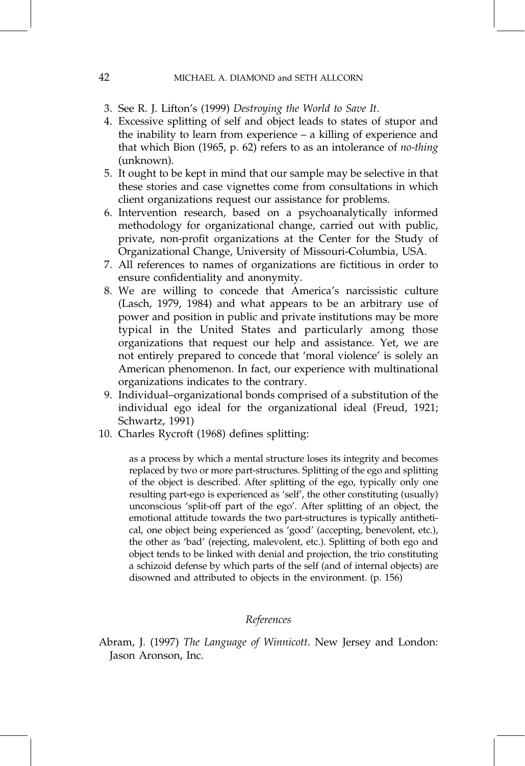3. See R. J. Lifton's (1999) *Destroying the World to Save It*.
4. Excessive splitting of self and object leads to states of stupor and the inability to learn from experience – a killing of experience and that which Bion (1965, p. 62) refers to as an intolerance of *no-thing* (unknown).
5. It ought to be kept in mind that our sample may be selective in that these stories and case vignettes come from consultations in which client organizations request our assistance for problems.
6. Intervention research, based on a psychoanalytically informed methodology for organizational change, carried out with public, private, non-profit organizations at the Center for the Study of Organizational Change, University of Missouri-Columbia, USA.
7. All references to names of organizations are fictitious in order to ensure confidentiality and anonymity.
8. We are willing to concede that America's narcissistic culture (Lasch, 1979, 1984) and what appears to be an arbitrary use of power and position in public and private institutions may be more typical in the United States and particularly among those organizations that request our help and assistance. Yet, we are not entirely prepared to concede that 'moral violence' is solely an American phenomenon. In fact, our experience with multinational organizations indicates to the contrary.
9. Individual–organizational bonds comprised of a substitution of the individual ego ideal for the organizational ideal (Freud, 1921; Schwartz, 1991)
10. Charles Rycroft (1968) defines splitting:

    > as a process by which a mental structure loses its integrity and becomes replaced by two or more part-structures. Splitting of the ego and splitting of the object is described. After splitting of the ego, typically only one resulting part-ego is experienced as 'self', the other constituting (usually) unconscious 'split-off part of the ego'. After splitting of an object, the emotional attitude towards the two part-structures is typically antithetical, one object being experienced as 'good' (accepting, benevolent, etc.), the other as 'bad' (rejecting, malevolent, etc.). Splitting of both ego and object tends to be linked with denial and projection, the trio constituting a schizoid defense by which parts of the self (and of internal objects) are disowned and attributed to objects in the environment. (p. 156)

## *References*

Abram, J. (1997) *The Language of Winnicott*. New Jersey and London: Jason Aronson, Inc.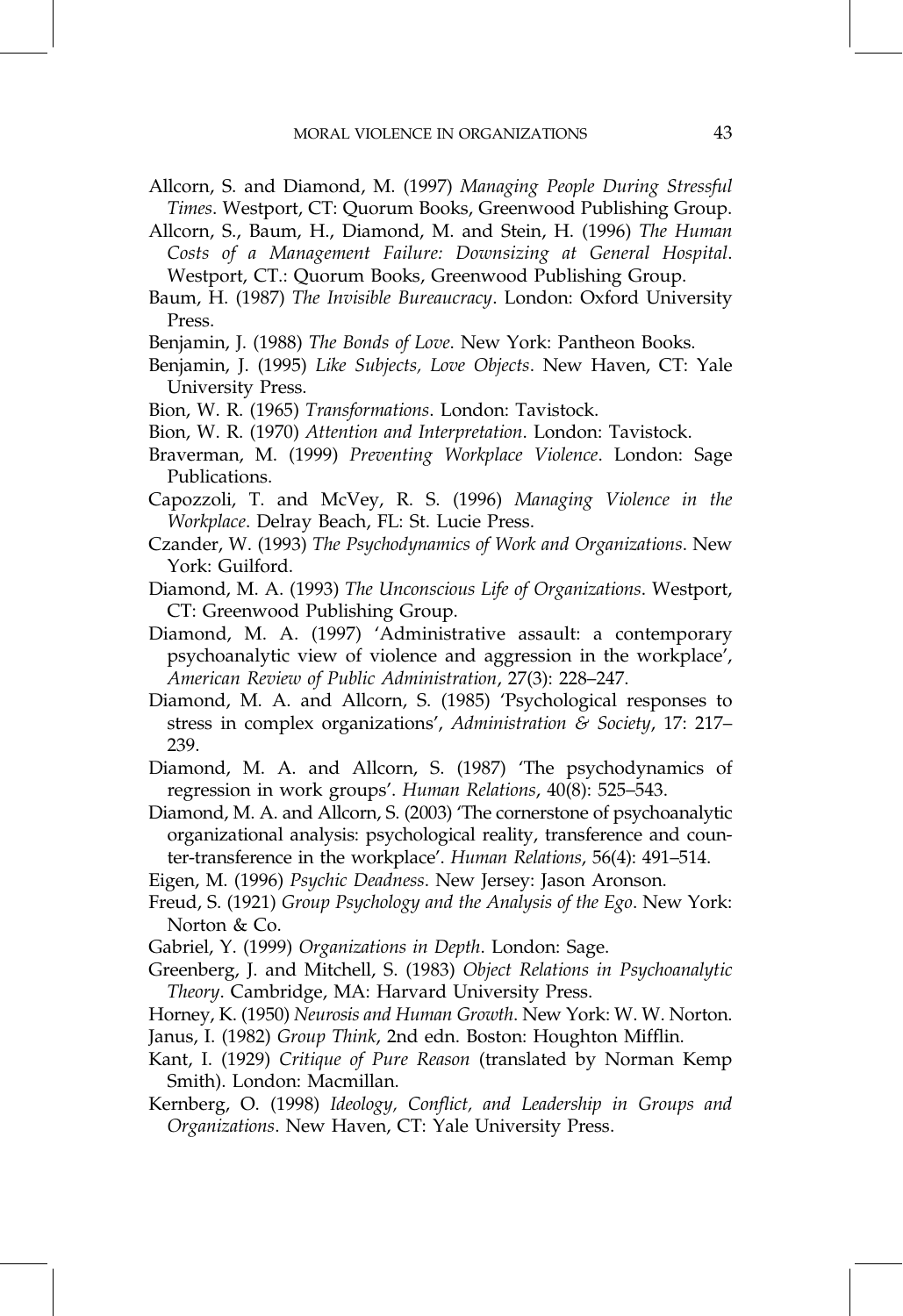Allcorn, S. and Diamond, M. (1997) *Managing People During Stressful Times*. Westport, CT: Quorum Books, Greenwood Publishing Group.

Allcorn, S., Baum, H., Diamond, M. and Stein, H. (1996) *The Human Costs of a Management Failure: Downsizing at General Hospital*. Westport, CT.: Quorum Books, Greenwood Publishing Group.

Baum, H. (1987) *The Invisible Bureaucracy*. London: Oxford University Press.

Benjamin, J. (1988) *The Bonds of Love*. New York: Pantheon Books.

Benjamin, J. (1995) *Like Subjects, Love Objects*. New Haven, CT: Yale University Press.

Bion, W. R. (1965) *Transformations*. London: Tavistock.

Bion, W. R. (1970) *Attention and Interpretation*. London: Tavistock.

Braverman, M. (1999) *Preventing Workplace Violence*. London: Sage Publications.

Capozzoli, T. and McVey, R. S. (1996) *Managing Violence in the Workplace*. Delray Beach, FL: St. Lucie Press.

Czander, W. (1993) *The Psychodynamics of Work and Organizations*. New York: Guilford.

Diamond, M. A. (1993) *The Unconscious Life of Organizations*. Westport, CT: Greenwood Publishing Group.

Diamond, M. A. (1997) 'Administrative assault: a contemporary psychoanalytic view of violence and aggression in the workplace', *American Review of Public Administration*, 27(3): 228–247.

Diamond, M. A. and Allcorn, S. (1985) 'Psychological responses to stress in complex organizations', *Administration & Society*, 17: 217–239.

Diamond, M. A. and Allcorn, S. (1987) 'The psychodynamics of regression in work groups'. *Human Relations*, 40(8): 525–543.

Diamond, M. A. and Allcorn, S. (2003) 'The cornerstone of psychoanalytic organizational analysis: psychological reality, transference and counter-transference in the workplace'. *Human Relations*, 56(4): 491–514.

Eigen, M. (1996) *Psychic Deadness*. New Jersey: Jason Aronson.

Freud, S. (1921) *Group Psychology and the Analysis of the Ego*. New York: Norton & Co.

Gabriel, Y. (1999) *Organizations in Depth*. London: Sage.

Greenberg, J. and Mitchell, S. (1983) *Object Relations in Psychoanalytic Theory*. Cambridge, MA: Harvard University Press.

Horney, K. (1950) *Neurosis and Human Growth*. New York: W. W. Norton.

Janus, I. (1982) *Group Think*, 2nd edn. Boston: Houghton Mifflin.

Kant, I. (1929) *Critique of Pure Reason* (translated by Norman Kemp Smith). London: Macmillan.

Kernberg, O. (1998) *Ideology, Conflict, and Leadership in Groups and Organizations*. New Haven, CT: Yale University Press.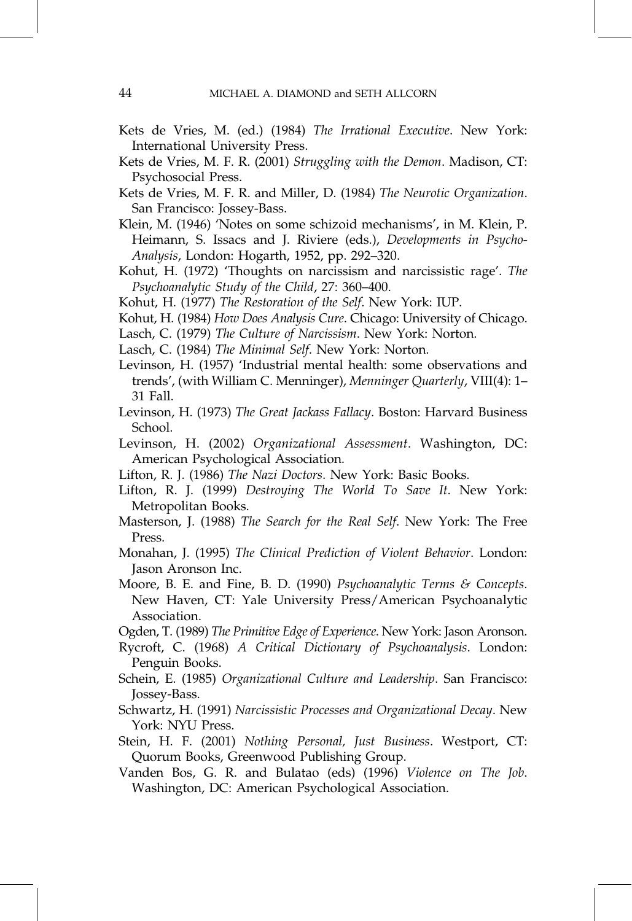Kets de Vries, M. (ed.) (1984) *The Irrational Executive*. New York: International University Press.

Kets de Vries, M. F. R. (2001) *Struggling with the Demon*. Madison, CT: Psychosocial Press.

Kets de Vries, M. F. R. and Miller, D. (1984) *The Neurotic Organization*. San Francisco: Jossey-Bass.

Klein, M. (1946) 'Notes on some schizoid mechanisms', in M. Klein, P. Heimann, S. Issacs and J. Riviere (eds.), *Developments in Psycho-Analysis*, London: Hogarth, 1952, pp. 292–320.

Kohut, H. (1972) 'Thoughts on narcissism and narcissistic rage'. *The Psychoanalytic Study of the Child*, 27: 360–400.

Kohut, H. (1977) *The Restoration of the Self*. New York: IUP.

Kohut, H. (1984) *How Does Analysis Cure*. Chicago: University of Chicago.

Lasch, C. (1979) *The Culture of Narcissism*. New York: Norton.

Lasch, C. (1984) *The Minimal Self*. New York: Norton.

Levinson, H. (1957) 'Industrial mental health: some observations and trends', (with William C. Menninger), *Menninger Quarterly*, VIII(4): 1–31 Fall.

Levinson, H. (1973) *The Great Jackass Fallacy*. Boston: Harvard Business School.

Levinson, H. (2002) *Organizational Assessment*. Washington, DC: American Psychological Association.

Lifton, R. J. (1986) *The Nazi Doctors*. New York: Basic Books.

Lifton, R. J. (1999) *Destroying The World To Save It*. New York: Metropolitan Books.

Masterson, J. (1988) *The Search for the Real Self*. New York: The Free Press.

Monahan, J. (1995) *The Clinical Prediction of Violent Behavior*. London: Jason Aronson Inc.

Moore, B. E. and Fine, B. D. (1990) *Psychoanalytic Terms & Concepts*. New Haven, CT: Yale University Press/American Psychoanalytic Association.

Ogden, T. (1989) *The Primitive Edge of Experience*. New York: Jason Aronson.

Rycroft, C. (1968) *A Critical Dictionary of Psychoanalysis*. London: Penguin Books.

Schein, E. (1985) *Organizational Culture and Leadership*. San Francisco: Jossey-Bass.

Schwartz, H. (1991) *Narcissistic Processes and Organizational Decay*. New York: NYU Press.

Stein, H. F. (2001) *Nothing Personal, Just Business*. Westport, CT: Quorum Books, Greenwood Publishing Group.

Vanden Bos, G. R. and Bulatao (eds) (1996) *Violence on The Job*. Washington, DC: American Psychological Association.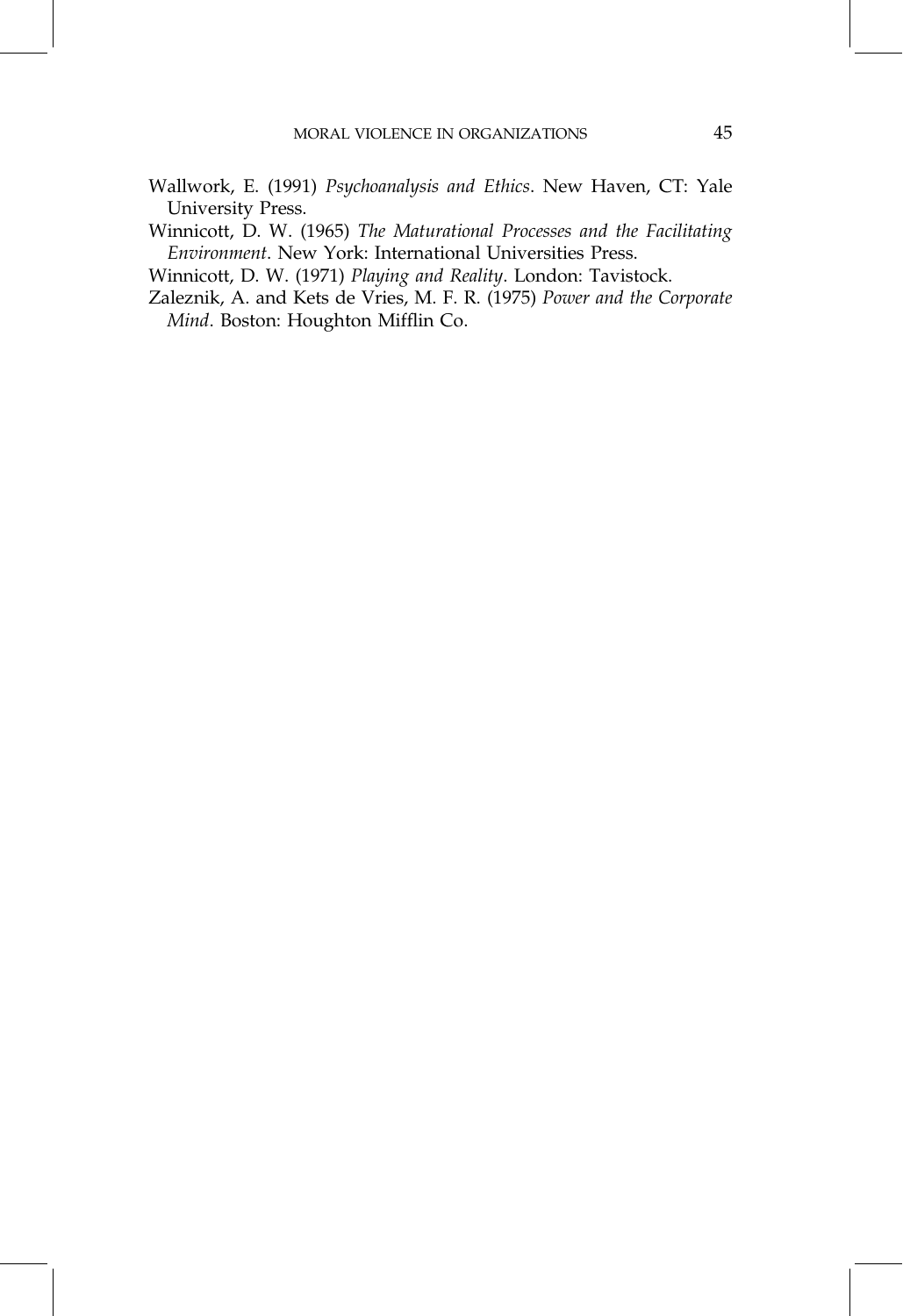Wallwork, E. (1991) *Psychoanalysis and Ethics*. New Haven, CT: Yale University Press.

Winnicott, D. W. (1965) *The Maturational Processes and the Facilitating Environment*. New York: International Universities Press.

Winnicott, D. W. (1971) *Playing and Reality*. London: Tavistock.

Zaleznik, A. and Kets de Vries, M. F. R. (1975) *Power and the Corporate Mind*. Boston: Houghton Mifflin Co.